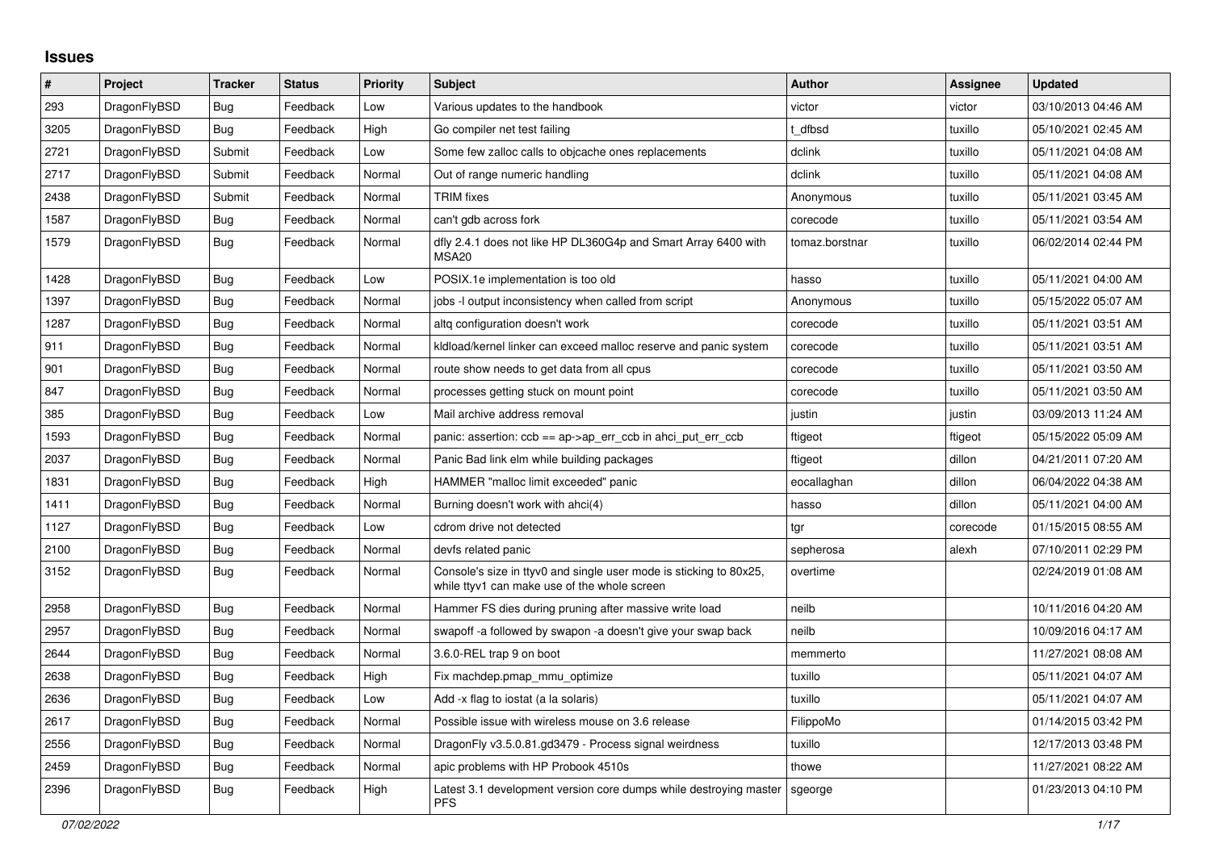# Issues

| # | Project | Tracker | Status | Priority | Subject | Author | Assignee | Updated |
|---|---|---|---|---|---|---|---|---|
| 293 | DragonFlyBSD | Bug | Feedback | Low | Various updates to the handbook | victor | victor | 03/10/2013 04:46 AM |
| 3205 | DragonFlyBSD | Bug | Feedback | High | Go compiler net test failing | t_dfbsd | tuxillo | 05/10/2021 02:45 AM |
| 2721 | DragonFlyBSD | Submit | Feedback | Low | Some few zalloc calls to objcache ones replacements | dclink | tuxillo | 05/11/2021 04:08 AM |
| 2717 | DragonFlyBSD | Submit | Feedback | Normal | Out of range numeric handling | dclink | tuxillo | 05/11/2021 04:08 AM |
| 2438 | DragonFlyBSD | Submit | Feedback | Normal | TRIM fixes | Anonymous | tuxillo | 05/11/2021 03:45 AM |
| 1587 | DragonFlyBSD | Bug | Feedback | Normal | can't gdb across fork | corecode | tuxillo | 05/11/2021 03:54 AM |
| 1579 | DragonFlyBSD | Bug | Feedback | Normal | dfly 2.4.1 does not like HP DL360G4p and Smart Array 6400 with MSA20 | tomaz.borstnar | tuxillo | 06/02/2014 02:44 PM |
| 1428 | DragonFlyBSD | Bug | Feedback | Low | POSIX.1e implementation is too old | hasso | tuxillo | 05/11/2021 04:00 AM |
| 1397 | DragonFlyBSD | Bug | Feedback | Normal | jobs -l output inconsistency when called from script | Anonymous | tuxillo | 05/15/2022 05:07 AM |
| 1287 | DragonFlyBSD | Bug | Feedback | Normal | altq configuration doesn't work | corecode | tuxillo | 05/11/2021 03:51 AM |
| 911 | DragonFlyBSD | Bug | Feedback | Normal | kldload/kernel linker can exceed malloc reserve and panic system | corecode | tuxillo | 05/11/2021 03:51 AM |
| 901 | DragonFlyBSD | Bug | Feedback | Normal | route show needs to get data from all cpus | corecode | tuxillo | 05/11/2021 03:50 AM |
| 847 | DragonFlyBSD | Bug | Feedback | Normal | processes getting stuck on mount point | corecode | tuxillo | 05/11/2021 03:50 AM |
| 385 | DragonFlyBSD | Bug | Feedback | Low | Mail archive address removal | justin | justin | 03/09/2013 11:24 AM |
| 1593 | DragonFlyBSD | Bug | Feedback | Normal | panic: assertion: ccb == ap->ap_err_ccb in ahci_put_err_ccb | ftigeot | ftigeot | 05/15/2022 05:09 AM |
| 2037 | DragonFlyBSD | Bug | Feedback | Normal | Panic Bad link elm while building packages | ftigeot | dillon | 04/21/2011 07:20 AM |
| 1831 | DragonFlyBSD | Bug | Feedback | High | HAMMER "malloc limit exceeded" panic | eocallaghan | dillon | 06/04/2022 04:38 AM |
| 1411 | DragonFlyBSD | Bug | Feedback | Normal | Burning doesn't work with ahci(4) | hasso | dillon | 05/11/2021 04:00 AM |
| 1127 | DragonFlyBSD | Bug | Feedback | Low | cdrom drive not detected | tgr | corecode | 01/15/2015 08:55 AM |
| 2100 | DragonFlyBSD | Bug | Feedback | Normal | devfs related panic | sepherosa | alexh | 07/10/2011 02:29 PM |
| 3152 | DragonFlyBSD | Bug | Feedback | Normal | Console's size in ttyv0 and single user mode is sticking to 80x25, while ttyv1 can make use of the whole screen | overtime | | 02/24/2019 01:08 AM |
| 2958 | DragonFlyBSD | Bug | Feedback | Normal | Hammer FS dies during pruning after massive write load | neilb | | 10/11/2016 04:20 AM |
| 2957 | DragonFlyBSD | Bug | Feedback | Normal | swapoff -a followed by swapon -a doesn't give your swap back | neilb | | 10/09/2016 04:17 AM |
| 2644 | DragonFlyBSD | Bug | Feedback | Normal | 3.6.0-REL trap 9 on boot | memmerto | | 11/27/2021 08:08 AM |
| 2638 | DragonFlyBSD | Bug | Feedback | High | Fix machdep.pmap_mmu_optimize | tuxillo | | 05/11/2021 04:07 AM |
| 2636 | DragonFlyBSD | Bug | Feedback | Low | Add -x flag to iostat (a la solaris) | tuxillo | | 05/11/2021 04:07 AM |
| 2617 | DragonFlyBSD | Bug | Feedback | Normal | Possible issue with wireless mouse on 3.6 release | FilippoMo | | 01/14/2015 03:42 PM |
| 2556 | DragonFlyBSD | Bug | Feedback | Normal | DragonFly v3.5.0.81.gd3479 - Process signal weirdness | tuxillo | | 12/17/2013 03:48 PM |
| 2459 | DragonFlyBSD | Bug | Feedback | Normal | apic problems with HP Probook 4510s | thowe | | 11/27/2021 08:22 AM |
| 2396 | DragonFlyBSD | Bug | Feedback | High | Latest 3.1 development version core dumps while destroying master PFS | sgeorge | | 01/23/2013 04:10 PM |

*07/02/2022*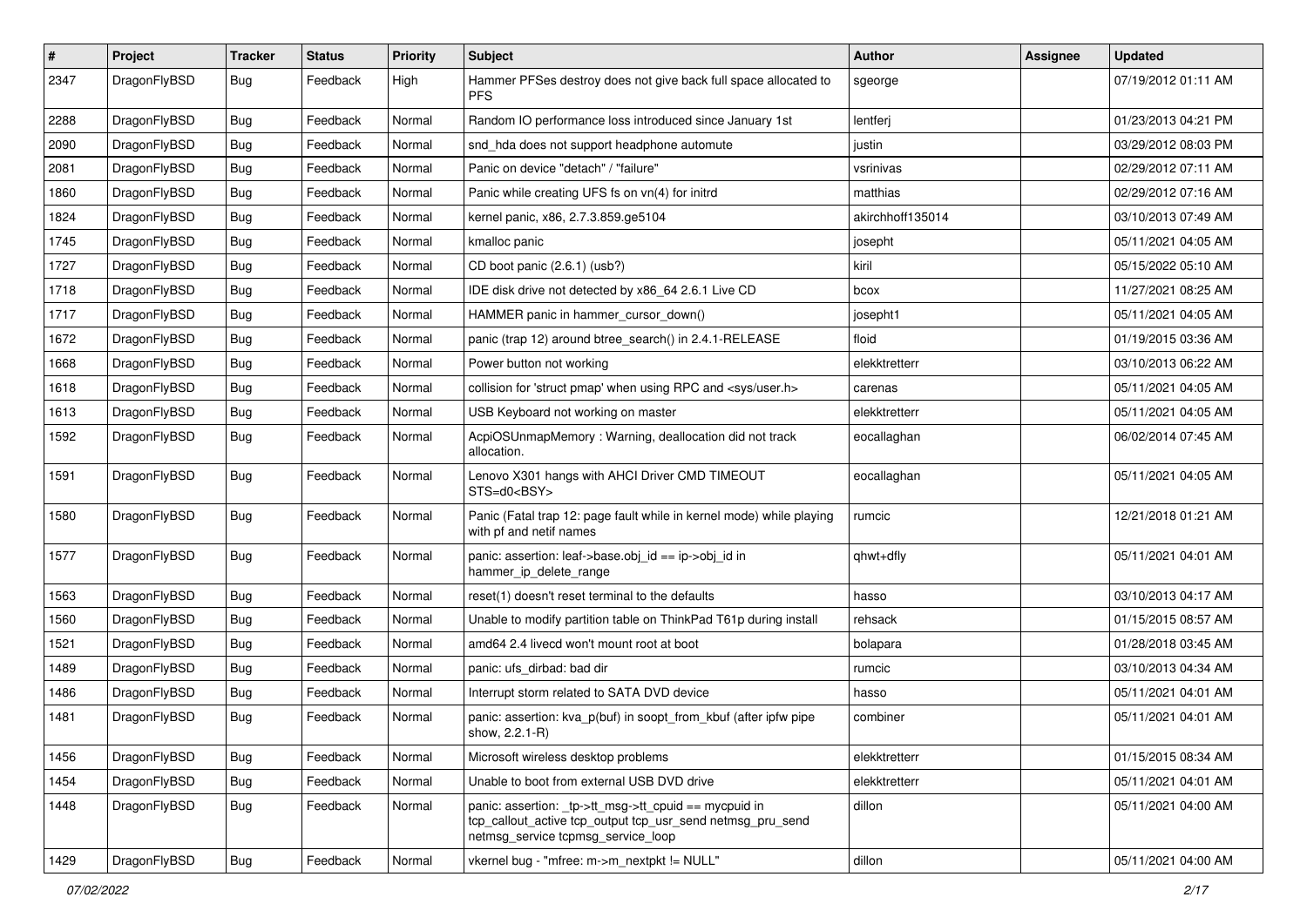| # | Project | Tracker | Status | Priority | Subject | Author | Assignee | Updated |
|---|---|---|---|---|---|---|---|---|
| 2347 | DragonFlyBSD | Bug | Feedback | High | Hammer PFSes destroy does not give back full space allocated to PFS | sgeorge | | 07/19/2012 01:11 AM |
| 2288 | DragonFlyBSD | Bug | Feedback | Normal | Random IO performance loss introduced since January 1st | lentferj | | 01/23/2013 04:21 PM |
| 2090 | DragonFlyBSD | Bug | Feedback | Normal | snd_hda does not support headphone automute | justin | | 03/29/2012 08:03 PM |
| 2081 | DragonFlyBSD | Bug | Feedback | Normal | Panic on device "detach" / "failure" | vsrinivas | | 02/29/2012 07:11 AM |
| 1860 | DragonFlyBSD | Bug | Feedback | Normal | Panic while creating UFS fs on vn(4) for initrd | matthias | | 02/29/2012 07:16 AM |
| 1824 | DragonFlyBSD | Bug | Feedback | Normal | kernel panic, x86, 2.7.3.859.ge5104 | akirchhoff135014 | | 03/10/2013 07:49 AM |
| 1745 | DragonFlyBSD | Bug | Feedback | Normal | kmalloc panic | josepht | | 05/11/2021 04:05 AM |
| 1727 | DragonFlyBSD | Bug | Feedback | Normal | CD boot panic (2.6.1) (usb?) | kiril | | 05/15/2022 05:10 AM |
| 1718 | DragonFlyBSD | Bug | Feedback | Normal | IDE disk drive not detected by x86_64 2.6.1 Live CD | bcox | | 11/27/2021 08:25 AM |
| 1717 | DragonFlyBSD | Bug | Feedback | Normal | HAMMER panic in hammer_cursor_down() | josepht1 | | 05/11/2021 04:05 AM |
| 1672 | DragonFlyBSD | Bug | Feedback | Normal | panic (trap 12) around btree_search() in 2.4.1-RELEASE | floid | | 01/19/2015 03:36 AM |
| 1668 | DragonFlyBSD | Bug | Feedback | Normal | Power button not working | elekktretterr | | 03/10/2013 06:22 AM |
| 1618 | DragonFlyBSD | Bug | Feedback | Normal | collision for 'struct pmap' when using RPC and <sys/user.h> | carenas | | 05/11/2021 04:05 AM |
| 1613 | DragonFlyBSD | Bug | Feedback | Normal | USB Keyboard not working on master | elekktretterr | | 05/11/2021 04:05 AM |
| 1592 | DragonFlyBSD | Bug | Feedback | Normal | AcpiOSUnmapMemory : Warning, deallocation did not track allocation. | eocallaghan | | 06/02/2014 07:45 AM |
| 1591 | DragonFlyBSD | Bug | Feedback | Normal | Lenovo X301 hangs with AHCI Driver CMD TIMEOUT STS=d0<BSY> | eocallaghan | | 05/11/2021 04:05 AM |
| 1580 | DragonFlyBSD | Bug | Feedback | Normal | Panic (Fatal trap 12: page fault while in kernel mode) while playing with pf and netif names | rumcic | | 12/21/2018 01:21 AM |
| 1577 | DragonFlyBSD | Bug | Feedback | Normal | panic: assertion: leaf->base.obj_id == ip->obj_id in hammer_ip_delete_range | qhwt+dfly | | 05/11/2021 04:01 AM |
| 1563 | DragonFlyBSD | Bug | Feedback | Normal | reset(1) doesn't reset terminal to the defaults | hasso | | 03/10/2013 04:17 AM |
| 1560 | DragonFlyBSD | Bug | Feedback | Normal | Unable to modify partition table on ThinkPad T61p during install | rehsack | | 01/15/2015 08:57 AM |
| 1521 | DragonFlyBSD | Bug | Feedback | Normal | amd64 2.4 livecd won't mount root at boot | bolapara | | 01/28/2018 03:45 AM |
| 1489 | DragonFlyBSD | Bug | Feedback | Normal | panic: ufs_dirbad: bad dir | rumcic | | 03/10/2013 04:34 AM |
| 1486 | DragonFlyBSD | Bug | Feedback | Normal | Interrupt storm related to SATA DVD device | hasso | | 05/11/2021 04:01 AM |
| 1481 | DragonFlyBSD | Bug | Feedback | Normal | panic: assertion: kva_p(buf) in soopt_from_kbuf (after ipfw pipe show, 2.2.1-R) | combiner | | 05/11/2021 04:01 AM |
| 1456 | DragonFlyBSD | Bug | Feedback | Normal | Microsoft wireless desktop problems | elekktretterr | | 01/15/2015 08:34 AM |
| 1454 | DragonFlyBSD | Bug | Feedback | Normal | Unable to boot from external USB DVD drive | elekktretterr | | 05/11/2021 04:01 AM |
| 1448 | DragonFlyBSD | Bug | Feedback | Normal | panic: assertion: _tp->tt_msg->tt_cpuid == mycpuid in tcp_callout_active tcp_output tcp_usr_send netmsg_pru_send netmsg_service tcpmsg_service_loop | dillon | | 05/11/2021 04:00 AM |
| 1429 | DragonFlyBSD | Bug | Feedback | Normal | vkernel bug - "mfree: m->m_nextpkt != NULL" | dillon | | 05/11/2021 04:00 AM |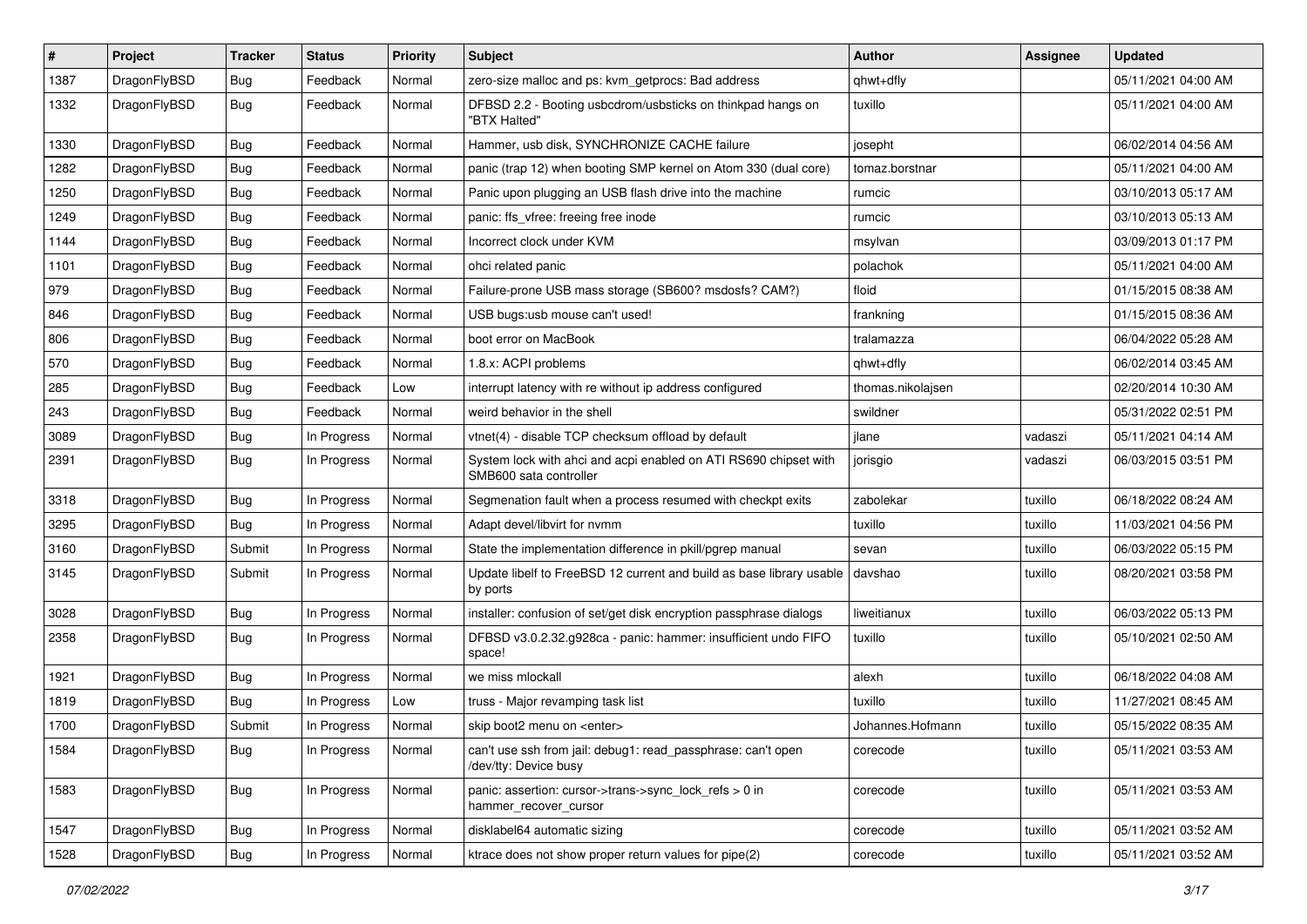| # | Project | Tracker | Status | Priority | Subject | Author | Assignee | Updated |
|---|---|---|---|---|---|---|---|---|
| 1387 | DragonFlyBSD | Bug | Feedback | Normal | zero-size malloc and ps: kvm_getprocs: Bad address | qhwt+dfly | | 05/11/2021 04:00 AM |
| 1332 | DragonFlyBSD | Bug | Feedback | Normal | DFBSD 2.2 - Booting usbcdrom/usbsticks on thinkpad hangs on "BTX Halted" | tuxillo | | 05/11/2021 04:00 AM |
| 1330 | DragonFlyBSD | Bug | Feedback | Normal | Hammer, usb disk, SYNCHRONIZE CACHE failure | josepht | | 06/02/2014 04:56 AM |
| 1282 | DragonFlyBSD | Bug | Feedback | Normal | panic (trap 12) when booting SMP kernel on Atom 330 (dual core) | tomaz.borstnar | | 05/11/2021 04:00 AM |
| 1250 | DragonFlyBSD | Bug | Feedback | Normal | Panic upon plugging an USB flash drive into the machine | rumcic | | 03/10/2013 05:17 AM |
| 1249 | DragonFlyBSD | Bug | Feedback | Normal | panic: ffs_vfree: freeing free inode | rumcic | | 03/10/2013 05:13 AM |
| 1144 | DragonFlyBSD | Bug | Feedback | Normal | Incorrect clock under KVM | msylvan | | 03/09/2013 01:17 PM |
| 1101 | DragonFlyBSD | Bug | Feedback | Normal | ohci related panic | polachok | | 05/11/2021 04:00 AM |
| 979 | DragonFlyBSD | Bug | Feedback | Normal | Failure-prone USB mass storage (SB600? msdosfs? CAM?) | floid | | 01/15/2015 08:38 AM |
| 846 | DragonFlyBSD | Bug | Feedback | Normal | USB bugs:usb mouse can't used! | frankning | | 01/15/2015 08:36 AM |
| 806 | DragonFlyBSD | Bug | Feedback | Normal | boot error on MacBook | tralamazza | | 06/04/2022 05:28 AM |
| 570 | DragonFlyBSD | Bug | Feedback | Normal | 1.8.x: ACPI problems | qhwt+dfly | | 06/02/2014 03:45 AM |
| 285 | DragonFlyBSD | Bug | Feedback | Low | interrupt latency with re without ip address configured | thomas.nikolajsen | | 02/20/2014 10:30 AM |
| 243 | DragonFlyBSD | Bug | Feedback | Normal | weird behavior in the shell | swildner | | 05/31/2022 02:51 PM |
| 3089 | DragonFlyBSD | Bug | In Progress | Normal | vtnet(4) - disable TCP checksum offload by default | jlane | vadaszi | 05/11/2021 04:14 AM |
| 2391 | DragonFlyBSD | Bug | In Progress | Normal | System lock with ahci and acpi enabled on ATI RS690 chipset with SMB600 sata controller | jorisgio | vadaszi | 06/03/2015 03:51 PM |
| 3318 | DragonFlyBSD | Bug | In Progress | Normal | Segmenation fault when a process resumed with checkpt exits | zabolekar | tuxillo | 06/18/2022 08:24 AM |
| 3295 | DragonFlyBSD | Bug | In Progress | Normal | Adapt devel/libvirt for nvmm | tuxillo | tuxillo | 11/03/2021 04:56 PM |
| 3160 | DragonFlyBSD | Submit | In Progress | Normal | State the implementation difference in pkill/pgrep manual | sevan | tuxillo | 06/03/2022 05:15 PM |
| 3145 | DragonFlyBSD | Submit | In Progress | Normal | Update libelf to FreeBSD 12 current and build as base library usable by ports | davshao | tuxillo | 08/20/2021 03:58 PM |
| 3028 | DragonFlyBSD | Bug | In Progress | Normal | installer: confusion of set/get disk encryption passphrase dialogs | liweitianux | tuxillo | 06/03/2022 05:13 PM |
| 2358 | DragonFlyBSD | Bug | In Progress | Normal | DFBSD v3.0.2.32.g928ca - panic: hammer: insufficient undo FIFO space! | tuxillo | tuxillo | 05/10/2021 02:50 AM |
| 1921 | DragonFlyBSD | Bug | In Progress | Normal | we miss mlockall | alexh | tuxillo | 06/18/2022 04:08 AM |
| 1819 | DragonFlyBSD | Bug | In Progress | Low | truss - Major revamping task list | tuxillo | tuxillo | 11/27/2021 08:45 AM |
| 1700 | DragonFlyBSD | Submit | In Progress | Normal | skip boot2 menu on <enter> | Johannes.Hofmann | tuxillo | 05/15/2022 08:35 AM |
| 1584 | DragonFlyBSD | Bug | In Progress | Normal | can't use ssh from jail: debug1: read_passphrase: can't open /dev/tty: Device busy | corecode | tuxillo | 05/11/2021 03:53 AM |
| 1583 | DragonFlyBSD | Bug | In Progress | Normal | panic: assertion: cursor->trans->sync_lock_refs > 0 in hammer_recover_cursor | corecode | tuxillo | 05/11/2021 03:53 AM |
| 1547 | DragonFlyBSD | Bug | In Progress | Normal | disklabel64 automatic sizing | corecode | tuxillo | 05/11/2021 03:52 AM |
| 1528 | DragonFlyBSD | Bug | In Progress | Normal | ktrace does not show proper return values for pipe(2) | corecode | tuxillo | 05/11/2021 03:52 AM |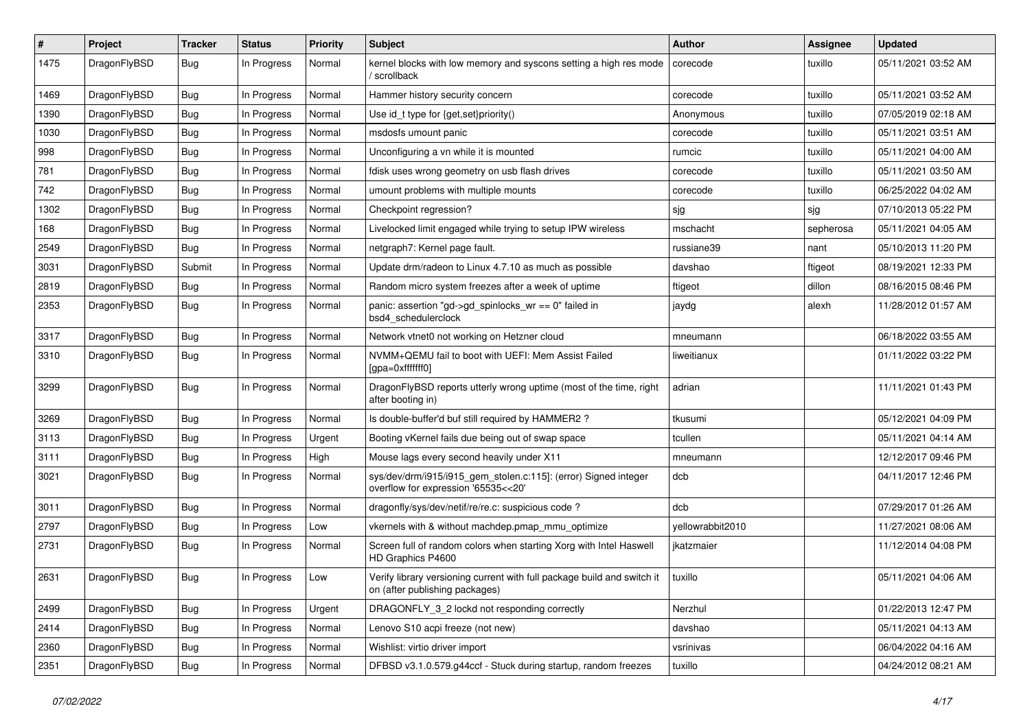| # | Project | Tracker | Status | Priority | Subject | Author | Assignee | Updated |
|---|---|---|---|---|---|---|---|---|
| 1475 | DragonFlyBSD | Bug | In Progress | Normal | kernel blocks with low memory and syscons setting a high res mode / scrollback | corecode | tuxillo | 05/11/2021 03:52 AM |
| 1469 | DragonFlyBSD | Bug | In Progress | Normal | Hammer history security concern | corecode | tuxillo | 05/11/2021 03:52 AM |
| 1390 | DragonFlyBSD | Bug | In Progress | Normal | Use id_t type for {get,set}priority() | Anonymous | tuxillo | 07/05/2019 02:18 AM |
| 1030 | DragonFlyBSD | Bug | In Progress | Normal | msdosfs umount panic | corecode | tuxillo | 05/11/2021 03:51 AM |
| 998 | DragonFlyBSD | Bug | In Progress | Normal | Unconfiguring a vn while it is mounted | rumcic | tuxillo | 05/11/2021 04:00 AM |
| 781 | DragonFlyBSD | Bug | In Progress | Normal | fdisk uses wrong geometry on usb flash drives | corecode | tuxillo | 05/11/2021 03:50 AM |
| 742 | DragonFlyBSD | Bug | In Progress | Normal | umount problems with multiple mounts | corecode | tuxillo | 06/25/2022 04:02 AM |
| 1302 | DragonFlyBSD | Bug | In Progress | Normal | Checkpoint regression? | sjg | sjg | 07/10/2013 05:22 PM |
| 168 | DragonFlyBSD | Bug | In Progress | Normal | Livelocked limit engaged while trying to setup IPW wireless | mschacht | sepherosa | 05/11/2021 04:05 AM |
| 2549 | DragonFlyBSD | Bug | In Progress | Normal | netgraph7: Kernel page fault. | russiane39 | nant | 05/10/2013 11:20 PM |
| 3031 | DragonFlyBSD | Submit | In Progress | Normal | Update drm/radeon to Linux 4.7.10 as much as possible | davshao | ftigeot | 08/19/2021 12:33 PM |
| 2819 | DragonFlyBSD | Bug | In Progress | Normal | Random micro system freezes after a week of uptime | ftigeot | dillon | 08/16/2015 08:46 PM |
| 2353 | DragonFlyBSD | Bug | In Progress | Normal | panic: assertion "gd->gd_spinlocks_wr == 0" failed in bsd4_schedulerclock | jaydg | alexh | 11/28/2012 01:57 AM |
| 3317 | DragonFlyBSD | Bug | In Progress | Normal | Network vtnet0 not working on Hetzner cloud | mneumann | | 06/18/2022 03:55 AM |
| 3310 | DragonFlyBSD | Bug | In Progress | Normal | NVMM+QEMU fail to boot with UEFI: Mem Assist Failed [gpa=0xfffffff0] | liweitianux | | 01/11/2022 03:22 PM |
| 3299 | DragonFlyBSD | Bug | In Progress | Normal | DragonFlyBSD reports utterly wrong uptime (most of the time, right after booting in) | adrian | | 11/11/2021 01:43 PM |
| 3269 | DragonFlyBSD | Bug | In Progress | Normal | Is double-buffer'd buf still required by HAMMER2 ? | tkusumi | | 05/12/2021 04:09 PM |
| 3113 | DragonFlyBSD | Bug | In Progress | Urgent | Booting vKernel fails due being out of swap space | tcullen | | 05/11/2021 04:14 AM |
| 3111 | DragonFlyBSD | Bug | In Progress | High | Mouse lags every second heavily under X11 | mneumann | | 12/12/2017 09:46 PM |
| 3021 | DragonFlyBSD | Bug | In Progress | Normal | sys/dev/drm/i915/i915_gem_stolen.c:115]: (error) Signed integer overflow for expression '65535<<20' | dcb | | 04/11/2017 12:46 PM |
| 3011 | DragonFlyBSD | Bug | In Progress | Normal | dragonfly/sys/dev/netif/re/re.c: suspicious code ? | dcb | | 07/29/2017 01:26 AM |
| 2797 | DragonFlyBSD | Bug | In Progress | Low | vkernels with & without machdep.pmap_mmu_optimize | yellowrabbit2010 | | 11/27/2021 08:06 AM |
| 2731 | DragonFlyBSD | Bug | In Progress | Normal | Screen full of random colors when starting Xorg with Intel Haswell HD Graphics P4600 | jkatzmaier | | 11/12/2014 04:08 PM |
| 2631 | DragonFlyBSD | Bug | In Progress | Low | Verify library versioning current with full package build and switch it on (after publishing packages) | tuxillo | | 05/11/2021 04:06 AM |
| 2499 | DragonFlyBSD | Bug | In Progress | Urgent | DRAGONFLY_3_2 lockd not responding correctly | Nerzhul | | 01/22/2013 12:47 PM |
| 2414 | DragonFlyBSD | Bug | In Progress | Normal | Lenovo S10 acpi freeze (not new) | davshao | | 05/11/2021 04:13 AM |
| 2360 | DragonFlyBSD | Bug | In Progress | Normal | Wishlist: virtio driver import | vsrinivas | | 06/04/2022 04:16 AM |
| 2351 | DragonFlyBSD | Bug | In Progress | Normal | DFBSD v3.1.0.579.g44ccf - Stuck during startup, random freezes | tuxillo | | 04/24/2012 08:21 AM |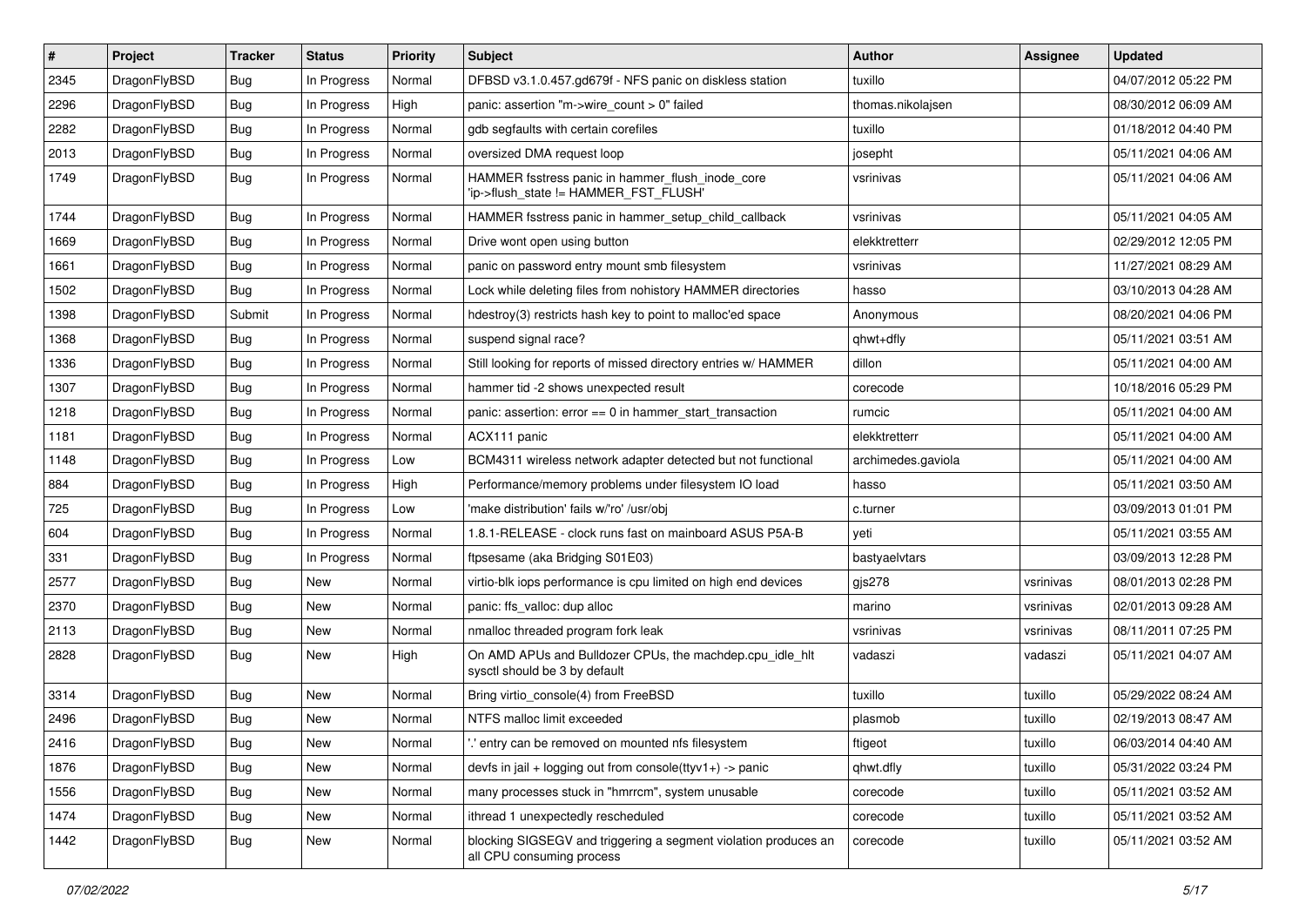| # | Project | Tracker | Status | Priority | Subject | Author | Assignee | Updated |
|---|---|---|---|---|---|---|---|---|
| 2345 | DragonFlyBSD | Bug | In Progress | Normal | DFBSD v3.1.0.457.gd679f - NFS panic on diskless station | tuxillo | | 04/07/2012 05:22 PM |
| 2296 | DragonFlyBSD | Bug | In Progress | High | panic: assertion "m->wire_count > 0" failed | thomas.nikolajsen | | 08/30/2012 06:09 AM |
| 2282 | DragonFlyBSD | Bug | In Progress | Normal | gdb segfaults with certain corefiles | tuxillo | | 01/18/2012 04:40 PM |
| 2013 | DragonFlyBSD | Bug | In Progress | Normal | oversized DMA request loop | josepht | | 05/11/2021 04:06 AM |
| 1749 | DragonFlyBSD | Bug | In Progress | Normal | HAMMER fsstress panic in hammer_flush_inode_core 'ip->flush_state != HAMMER_FST_FLUSH' | vsrinivas | | 05/11/2021 04:06 AM |
| 1744 | DragonFlyBSD | Bug | In Progress | Normal | HAMMER fsstress panic in hammer_setup_child_callback | vsrinivas | | 05/11/2021 04:05 AM |
| 1669 | DragonFlyBSD | Bug | In Progress | Normal | Drive wont open using button | elekktretterr | | 02/29/2012 12:05 PM |
| 1661 | DragonFlyBSD | Bug | In Progress | Normal | panic on password entry mount smb filesystem | vsrinivas | | 11/27/2021 08:29 AM |
| 1502 | DragonFlyBSD | Bug | In Progress | Normal | Lock while deleting files from nohistory HAMMER directories | hasso | | 03/10/2013 04:28 AM |
| 1398 | DragonFlyBSD | Submit | In Progress | Normal | hdestroy(3) restricts hash key to point to malloc'ed space | Anonymous | | 08/20/2021 04:06 PM |
| 1368 | DragonFlyBSD | Bug | In Progress | Normal | suspend signal race? | qhwt+dfly | | 05/11/2021 03:51 AM |
| 1336 | DragonFlyBSD | Bug | In Progress | Normal | Still looking for reports of missed directory entries w/ HAMMER | dillon | | 05/11/2021 04:00 AM |
| 1307 | DragonFlyBSD | Bug | In Progress | Normal | hammer tid -2 shows unexpected result | corecode | | 10/18/2016 05:29 PM |
| 1218 | DragonFlyBSD | Bug | In Progress | Normal | panic: assertion: error == 0 in hammer_start_transaction | rumcic | | 05/11/2021 04:00 AM |
| 1181 | DragonFlyBSD | Bug | In Progress | Normal | ACX111 panic | elekktretterr | | 05/11/2021 04:00 AM |
| 1148 | DragonFlyBSD | Bug | In Progress | Low | BCM4311 wireless network adapter detected but not functional | archimedes.gaviola | | 05/11/2021 04:00 AM |
| 884 | DragonFlyBSD | Bug | In Progress | High | Performance/memory problems under filesystem IO load | hasso | | 05/11/2021 03:50 AM |
| 725 | DragonFlyBSD | Bug | In Progress | Low | 'make distribution' fails w/'ro' /usr/obj | c.turner | | 03/09/2013 01:01 PM |
| 604 | DragonFlyBSD | Bug | In Progress | Normal | 1.8.1-RELEASE - clock runs fast on mainboard ASUS P5A-B | yeti | | 05/11/2021 03:55 AM |
| 331 | DragonFlyBSD | Bug | In Progress | Normal | ftpsesame (aka Bridging S01E03) | bastyaelvtars | | 03/09/2013 12:28 PM |
| 2577 | DragonFlyBSD | Bug | New | Normal | virtio-blk iops performance is cpu limited on high end devices | gjs278 | vsrinivas | 08/01/2013 02:28 PM |
| 2370 | DragonFlyBSD | Bug | New | Normal | panic: ffs_valloc: dup alloc | marino | vsrinivas | 02/01/2013 09:28 AM |
| 2113 | DragonFlyBSD | Bug | New | Normal | nmalloc threaded program fork leak | vsrinivas | vsrinivas | 08/11/2011 07:25 PM |
| 2828 | DragonFlyBSD | Bug | New | High | On AMD APUs and Bulldozer CPUs, the machdep.cpu_idle_hlt sysctl should be 3 by default | vadaszi | vadaszi | 05/11/2021 04:07 AM |
| 3314 | DragonFlyBSD | Bug | New | Normal | Bring virtio_console(4) from FreeBSD | tuxillo | tuxillo | 05/29/2022 08:24 AM |
| 2496 | DragonFlyBSD | Bug | New | Normal | NTFS malloc limit exceeded | plasmob | tuxillo | 02/19/2013 08:47 AM |
| 2416 | DragonFlyBSD | Bug | New | Normal | '.' entry can be removed on mounted nfs filesystem | ftigeot | tuxillo | 06/03/2014 04:40 AM |
| 1876 | DragonFlyBSD | Bug | New | Normal | devfs in jail + logging out from console(ttyv1+) -> panic | qhwt.dfly | tuxillo | 05/31/2022 03:24 PM |
| 1556 | DragonFlyBSD | Bug | New | Normal | many processes stuck in "hmrrcm", system unusable | corecode | tuxillo | 05/11/2021 03:52 AM |
| 1474 | DragonFlyBSD | Bug | New | Normal | ithread 1 unexpectedly rescheduled | corecode | tuxillo | 05/11/2021 03:52 AM |
| 1442 | DragonFlyBSD | Bug | New | Normal | blocking SIGSEGV and triggering a segment violation produces an all CPU consuming process | corecode | tuxillo | 05/11/2021 03:52 AM |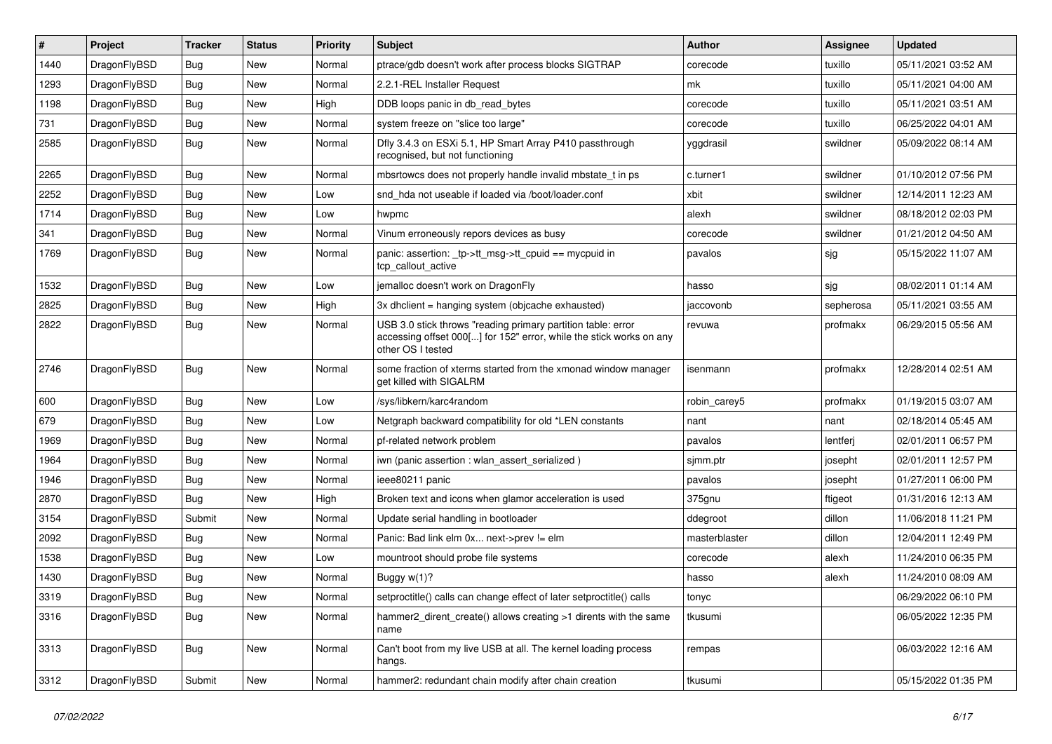| # | Project | Tracker | Status | Priority | Subject | Author | Assignee | Updated |
|---|---|---|---|---|---|---|---|---|
| 1440 | DragonFlyBSD | Bug | New | Normal | ptrace/gdb doesn't work after process blocks SIGTRAP | corecode | tuxillo | 05/11/2021 03:52 AM |
| 1293 | DragonFlyBSD | Bug | New | Normal | 2.2.1-REL Installer Request | mk | tuxillo | 05/11/2021 04:00 AM |
| 1198 | DragonFlyBSD | Bug | New | High | DDB loops panic in db_read_bytes | corecode | tuxillo | 05/11/2021 03:51 AM |
| 731 | DragonFlyBSD | Bug | New | Normal | system freeze on "slice too large" | corecode | tuxillo | 06/25/2022 04:01 AM |
| 2585 | DragonFlyBSD | Bug | New | Normal | Dfly 3.4.3 on ESXi 5.1, HP Smart Array P410 passthrough recognised, but not functioning | yggdrasil | swildner | 05/09/2022 08:14 AM |
| 2265 | DragonFlyBSD | Bug | New | Normal | mbsrtowcs does not properly handle invalid mbstate_t in ps | c.turner1 | swildner | 01/10/2012 07:56 PM |
| 2252 | DragonFlyBSD | Bug | New | Low | snd_hda not useable if loaded via /boot/loader.conf | xbit | swildner | 12/14/2011 12:23 AM |
| 1714 | DragonFlyBSD | Bug | New | Low | hwpmc | alexh | swildner | 08/18/2012 02:03 PM |
| 341 | DragonFlyBSD | Bug | New | Normal | Vinum erroneously repors devices as busy | corecode | swildner | 01/21/2012 04:50 AM |
| 1769 | DragonFlyBSD | Bug | New | Normal | panic: assertion: _tp->tt_msg->tt_cpuid == mycpuid in tcp_callout_active | pavalos | sjg | 05/15/2022 11:07 AM |
| 1532 | DragonFlyBSD | Bug | New | Low | jemalloc doesn't work on DragonFly | hasso | sjg | 08/02/2011 01:14 AM |
| 2825 | DragonFlyBSD | Bug | New | High | 3x dhclient = hanging system (objcache exhausted) | jaccovonb | sepherosa | 05/11/2021 03:55 AM |
| 2822 | DragonFlyBSD | Bug | New | Normal | USB 3.0 stick throws "reading primary partition table: error accessing offset 000[...] for 152" error, while the stick works on any other OS I tested | revuwa | profmakx | 06/29/2015 05:56 AM |
| 2746 | DragonFlyBSD | Bug | New | Normal | some fraction of xterms started from the xmonad window manager get killed with SIGALRM | isenmann | profmakx | 12/28/2014 02:51 AM |
| 600 | DragonFlyBSD | Bug | New | Low | /sys/libkern/karc4random | robin_carey5 | profmakx | 01/19/2015 03:07 AM |
| 679 | DragonFlyBSD | Bug | New | Low | Netgraph backward compatibility for old *LEN constants | nant | nant | 02/18/2014 05:45 AM |
| 1969 | DragonFlyBSD | Bug | New | Normal | pf-related network problem | pavalos | lentferj | 02/01/2011 06:57 PM |
| 1964 | DragonFlyBSD | Bug | New | Normal | iwn (panic assertion : wlan_assert_serialized ) | sjmm.ptr | josepht | 02/01/2011 12:57 PM |
| 1946 | DragonFlyBSD | Bug | New | Normal | ieee80211 panic | pavalos | josepht | 01/27/2011 06:00 PM |
| 2870 | DragonFlyBSD | Bug | New | High | Broken text and icons when glamor acceleration is used | 375gnu | ftigeot | 01/31/2016 12:13 AM |
| 3154 | DragonFlyBSD | Submit | New | Normal | Update serial handling in bootloader | ddegroot | dillon | 11/06/2018 11:21 PM |
| 2092 | DragonFlyBSD | Bug | New | Normal | Panic: Bad link elm 0x... next->prev != elm | masterblaster | dillon | 12/04/2011 12:49 PM |
| 1538 | DragonFlyBSD | Bug | New | Low | mountroot should probe file systems | corecode | alexh | 11/24/2010 06:35 PM |
| 1430 | DragonFlyBSD | Bug | New | Normal | Buggy w(1)? | hasso | alexh | 11/24/2010 08:09 AM |
| 3319 | DragonFlyBSD | Bug | New | Normal | setproctitle() calls can change effect of later setproctitle() calls | tonyc | | 06/29/2022 06:10 PM |
| 3316 | DragonFlyBSD | Bug | New | Normal | hammer2_dirent_create() allows creating >1 dirents with the same name | tkusumi | | 06/05/2022 12:35 PM |
| 3313 | DragonFlyBSD | Bug | New | Normal | Can't boot from my live USB at all. The kernel loading process hangs. | rempas | | 06/03/2022 12:16 AM |
| 3312 | DragonFlyBSD | Submit | New | Normal | hammer2: redundant chain modify after chain creation | tkusumi | | 05/15/2022 01:35 PM |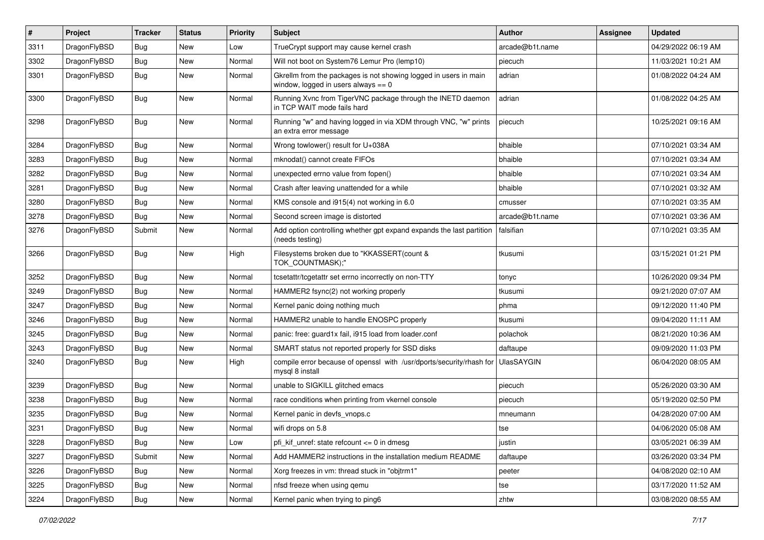| # | Project | Tracker | Status | Priority | Subject | Author | Assignee | Updated |
|---|---|---|---|---|---|---|---|---|
| 3311 | DragonFlyBSD | Bug | New | Low | TrueCrypt support may cause kernel crash | arcade@b1t.name | | 04/29/2022 06:19 AM |
| 3302 | DragonFlyBSD | Bug | New | Normal | Will not boot on System76 Lemur Pro (lemp10) | piecuch | | 11/03/2021 10:21 AM |
| 3301 | DragonFlyBSD | Bug | New | Normal | Gkrellm from the packages is not showing logged in users in main window, logged in users always == 0 | adrian | | 01/08/2022 04:24 AM |
| 3300 | DragonFlyBSD | Bug | New | Normal | Running Xvnc from TigerVNC package through the INETD daemon in TCP WAIT mode fails hard | adrian | | 01/08/2022 04:25 AM |
| 3298 | DragonFlyBSD | Bug | New | Normal | Running "w" and having logged in via XDM through VNC, "w" prints an extra error message | piecuch | | 10/25/2021 09:16 AM |
| 3284 | DragonFlyBSD | Bug | New | Normal | Wrong towlower() result for U+038A | bhaible | | 07/10/2021 03:34 AM |
| 3283 | DragonFlyBSD | Bug | New | Normal | mknodat() cannot create FIFOs | bhaible | | 07/10/2021 03:34 AM |
| 3282 | DragonFlyBSD | Bug | New | Normal | unexpected errno value from fopen() | bhaible | | 07/10/2021 03:34 AM |
| 3281 | DragonFlyBSD | Bug | New | Normal | Crash after leaving unattended for a while | bhaible | | 07/10/2021 03:32 AM |
| 3280 | DragonFlyBSD | Bug | New | Normal | KMS console and i915(4) not working in 6.0 | cmusser | | 07/10/2021 03:35 AM |
| 3278 | DragonFlyBSD | Bug | New | Normal | Second screen image is distorted | arcade@b1t.name | | 07/10/2021 03:36 AM |
| 3276 | DragonFlyBSD | Submit | New | Normal | Add option controlling whether gpt expand expands the last partition (needs testing) | falsifian | | 07/10/2021 03:35 AM |
| 3266 | DragonFlyBSD | Bug | New | High | Filesystems broken due to "KKASSERT(count & TOK_COUNTMASK);" | tkusumi | | 03/15/2021 01:21 PM |
| 3252 | DragonFlyBSD | Bug | New | Normal | tcsetattr/tcgetattr set errno incorrectly on non-TTY | tonyc | | 10/26/2020 09:34 PM |
| 3249 | DragonFlyBSD | Bug | New | Normal | HAMMER2 fsync(2) not working properly | tkusumi | | 09/21/2020 07:07 AM |
| 3247 | DragonFlyBSD | Bug | New | Normal | Kernel panic doing nothing much | phma | | 09/12/2020 11:40 PM |
| 3246 | DragonFlyBSD | Bug | New | Normal | HAMMER2 unable to handle ENOSPC properly | tkusumi | | 09/04/2020 11:11 AM |
| 3245 | DragonFlyBSD | Bug | New | Normal | panic: free: guard1x fail, i915 load from loader.conf | polachok | | 08/21/2020 10:36 AM |
| 3243 | DragonFlyBSD | Bug | New | Normal | SMART status not reported properly for SSD disks | daftaupe | | 09/09/2020 11:03 PM |
| 3240 | DragonFlyBSD | Bug | New | High | compile error because of openssl with /usr/dports/security/rhash for mysql 8 install | UlasSAYGIN | | 06/04/2020 08:05 AM |
| 3239 | DragonFlyBSD | Bug | New | Normal | unable to SIGKILL glitched emacs | piecuch | | 05/26/2020 03:30 AM |
| 3238 | DragonFlyBSD | Bug | New | Normal | race conditions when printing from vkernel console | piecuch | | 05/19/2020 02:50 PM |
| 3235 | DragonFlyBSD | Bug | New | Normal | Kernel panic in devfs_vnops.c | mneumann | | 04/28/2020 07:00 AM |
| 3231 | DragonFlyBSD | Bug | New | Normal | wifi drops on 5.8 | tse | | 04/06/2020 05:08 AM |
| 3228 | DragonFlyBSD | Bug | New | Low | pfi_kif_unref: state refcount <= 0 in dmesg | justin | | 03/05/2021 06:39 AM |
| 3227 | DragonFlyBSD | Submit | New | Normal | Add HAMMER2 instructions in the installation medium README | daftaupe | | 03/26/2020 03:34 PM |
| 3226 | DragonFlyBSD | Bug | New | Normal | Xorg freezes in vm: thread stuck in "objtrm1" | peeter | | 04/08/2020 02:10 AM |
| 3225 | DragonFlyBSD | Bug | New | Normal | nfsd freeze when using qemu | tse | | 03/17/2020 11:52 AM |
| 3224 | DragonFlyBSD | Bug | New | Normal | Kernel panic when trying to ping6 | zhtw | | 03/08/2020 08:55 AM |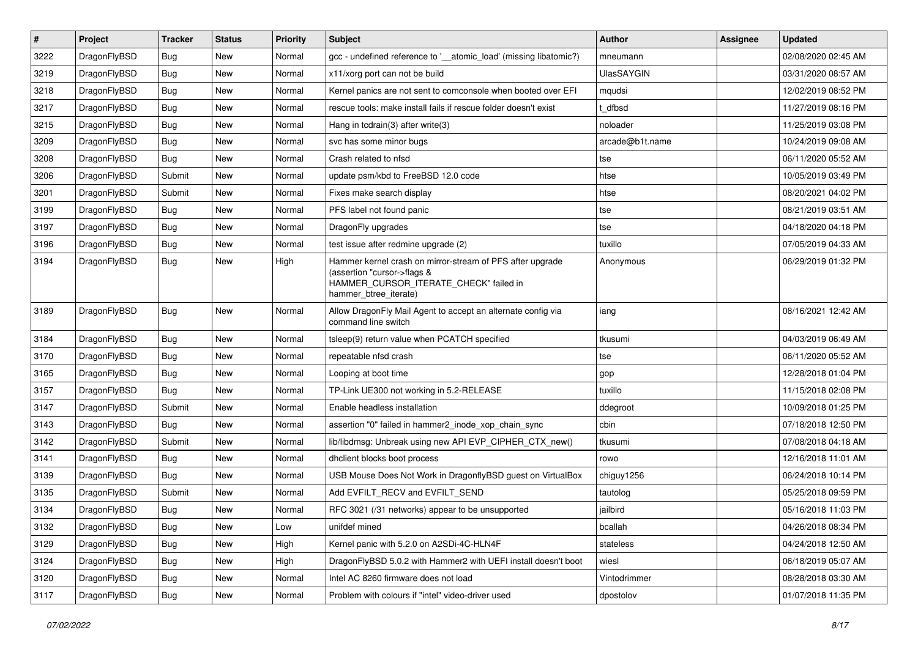| # | Project | Tracker | Status | Priority | Subject | Author | Assignee | Updated |
|---|---|---|---|---|---|---|---|---|
| 3222 | DragonFlyBSD | Bug | New | Normal | gcc - undefined reference to '__atomic_load' (missing libatomic?) | mneumann | | 02/08/2020 02:45 AM |
| 3219 | DragonFlyBSD | Bug | New | Normal | x11/xorg port can not be build | UlasSAYGIN | | 03/31/2020 08:57 AM |
| 3218 | DragonFlyBSD | Bug | New | Normal | Kernel panics are not sent to comconsole when booted over EFI | mqudsi | | 12/02/2019 08:52 PM |
| 3217 | DragonFlyBSD | Bug | New | Normal | rescue tools: make install fails if rescue folder doesn't exist | t_dfbsd | | 11/27/2019 08:16 PM |
| 3215 | DragonFlyBSD | Bug | New | Normal | Hang in tcdrain(3) after write(3) | noloader | | 11/25/2019 03:08 PM |
| 3209 | DragonFlyBSD | Bug | New | Normal | svc has some minor bugs | arcade@b1t.name | | 10/24/2019 09:08 AM |
| 3208 | DragonFlyBSD | Bug | New | Normal | Crash related to nfsd | tse | | 06/11/2020 05:52 AM |
| 3206 | DragonFlyBSD | Submit | New | Normal | update psm/kbd to FreeBSD 12.0 code | htse | | 10/05/2019 03:49 PM |
| 3201 | DragonFlyBSD | Submit | New | Normal | Fixes make search display | htse | | 08/20/2021 04:02 PM |
| 3199 | DragonFlyBSD | Bug | New | Normal | PFS label not found panic | tse | | 08/21/2019 03:51 AM |
| 3197 | DragonFlyBSD | Bug | New | Normal | DragonFly upgrades | tse | | 04/18/2020 04:18 PM |
| 3196 | DragonFlyBSD | Bug | New | Normal | test issue after redmine upgrade (2) | tuxillo | | 07/05/2019 04:33 AM |
| 3194 | DragonFlyBSD | Bug | New | High | Hammer kernel crash on mirror-stream of PFS after upgrade (assertion "cursor->flags & HAMMER_CURSOR_ITERATE_CHECK" failed in hammer_btree_iterate) | Anonymous | | 06/29/2019 01:32 PM |
| 3189 | DragonFlyBSD | Bug | New | Normal | Allow DragonFly Mail Agent to accept an alternate config via command line switch | iang | | 08/16/2021 12:42 AM |
| 3184 | DragonFlyBSD | Bug | New | Normal | tsleep(9) return value when PCATCH specified | tkusumi | | 04/03/2019 06:49 AM |
| 3170 | DragonFlyBSD | Bug | New | Normal | repeatable nfsd crash | tse | | 06/11/2020 05:52 AM |
| 3165 | DragonFlyBSD | Bug | New | Normal | Looping at boot time | gop | | 12/28/2018 01:04 PM |
| 3157 | DragonFlyBSD | Bug | New | Normal | TP-Link UE300 not working in 5.2-RELEASE | tuxillo | | 11/15/2018 02:08 PM |
| 3147 | DragonFlyBSD | Submit | New | Normal | Enable headless installation | ddegroot | | 10/09/2018 01:25 PM |
| 3143 | DragonFlyBSD | Bug | New | Normal | assertion "0" failed in hammer2_inode_xop_chain_sync | cbin | | 07/18/2018 12:50 PM |
| 3142 | DragonFlyBSD | Submit | New | Normal | lib/libdmsg: Unbreak using new API EVP_CIPHER_CTX_new() | tkusumi | | 07/08/2018 04:18 AM |
| 3141 | DragonFlyBSD | Bug | New | Normal | dhclient blocks boot process | rowo | | 12/16/2018 11:01 AM |
| 3139 | DragonFlyBSD | Bug | New | Normal | USB Mouse Does Not Work in DragonflyBSD guest on VirtualBox | chiguy1256 | | 06/24/2018 10:14 PM |
| 3135 | DragonFlyBSD | Submit | New | Normal | Add EVFILT_RECV and EVFILT_SEND | tautolog | | 05/25/2018 09:59 PM |
| 3134 | DragonFlyBSD | Bug | New | Normal | RFC 3021 (/31 networks) appear to be unsupported | jailbird | | 05/16/2018 11:03 PM |
| 3132 | DragonFlyBSD | Bug | New | Low | unifdef mined | bcallah | | 04/26/2018 08:34 PM |
| 3129 | DragonFlyBSD | Bug | New | High | Kernel panic with 5.2.0 on A2SDi-4C-HLN4F | stateless | | 04/24/2018 12:50 AM |
| 3124 | DragonFlyBSD | Bug | New | High | DragonFlyBSD 5.0.2 with Hammer2 with UEFI install doesn't boot | wiesl | | 06/18/2019 05:07 AM |
| 3120 | DragonFlyBSD | Bug | New | Normal | Intel AC 8260 firmware does not load | Vintodrimmer | | 08/28/2018 03:30 AM |
| 3117 | DragonFlyBSD | Bug | New | Normal | Problem with colours if "intel" video-driver used | dpostolov | | 01/07/2018 11:35 PM |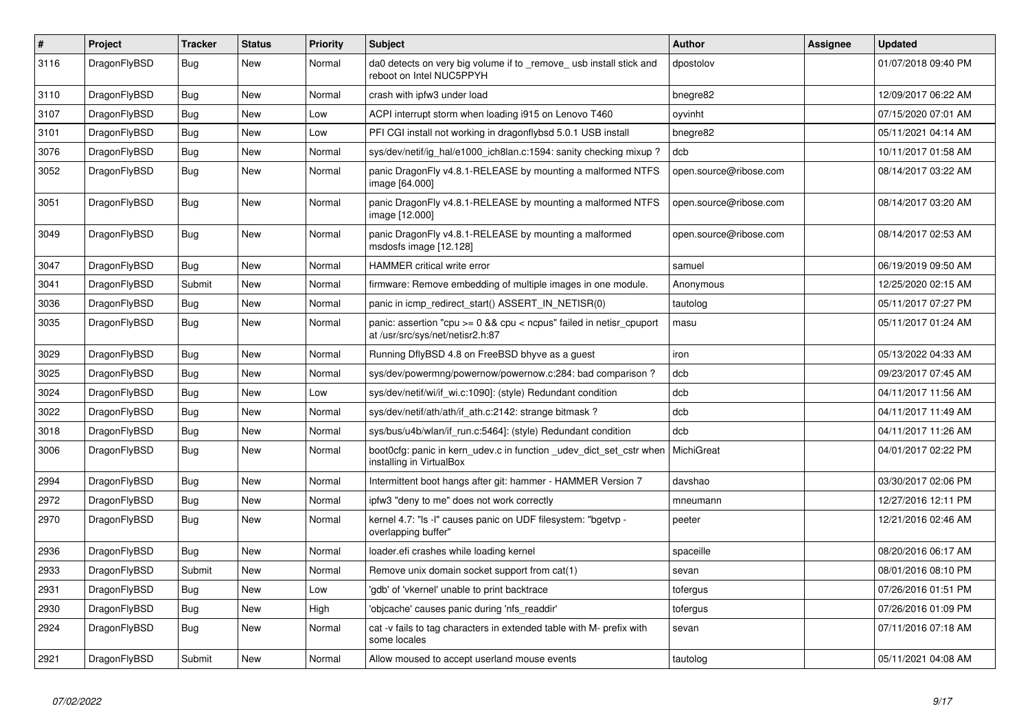| # | Project | Tracker | Status | Priority | Subject | Author | Assignee | Updated |
| --- | --- | --- | --- | --- | --- | --- | --- | --- |
| 3116 | DragonFlyBSD | Bug | New | Normal | da0 detects on very big volume if to _remove_ usb install stick and reboot on Intel NUC5PPYH | dpostolov | | 01/07/2018 09:40 PM |
| 3110 | DragonFlyBSD | Bug | New | Normal | crash with ipfw3 under load | bnegre82 | | 12/09/2017 06:22 AM |
| 3107 | DragonFlyBSD | Bug | New | Low | ACPI interrupt storm when loading i915 on Lenovo T460 | oyvinht | | 07/15/2020 07:01 AM |
| 3101 | DragonFlyBSD | Bug | New | Low | PFI CGI install not working in dragonflybsd 5.0.1 USB install | bnegre82 | | 05/11/2021 04:14 AM |
| 3076 | DragonFlyBSD | Bug | New | Normal | sys/dev/netif/ig_hal/e1000_ich8lan.c:1594: sanity checking mixup ? | dcb | | 10/11/2017 01:58 AM |
| 3052 | DragonFlyBSD | Bug | New | Normal | panic DragonFly v4.8.1-RELEASE by mounting a malformed NTFS image [64.000] | open.source@ribose.com | | 08/14/2017 03:22 AM |
| 3051 | DragonFlyBSD | Bug | New | Normal | panic DragonFly v4.8.1-RELEASE by mounting a malformed NTFS image [12.000] | open.source@ribose.com | | 08/14/2017 03:20 AM |
| 3049 | DragonFlyBSD | Bug | New | Normal | panic DragonFly v4.8.1-RELEASE by mounting a malformed msdosfs image [12.128] | open.source@ribose.com | | 08/14/2017 02:53 AM |
| 3047 | DragonFlyBSD | Bug | New | Normal | HAMMER critical write error | samuel | | 06/19/2019 09:50 AM |
| 3041 | DragonFlyBSD | Submit | New | Normal | firmware: Remove embedding of multiple images in one module. | Anonymous | | 12/25/2020 02:15 AM |
| 3036 | DragonFlyBSD | Bug | New | Normal | panic in icmp_redirect_start() ASSERT_IN_NETISR(0) | tautolog | | 05/11/2017 07:27 PM |
| 3035 | DragonFlyBSD | Bug | New | Normal | panic: assertion "cpu >= 0 && cpu < ncpus" failed in netisr_cpuport at /usr/src/sys/net/netisr2.h:87 | masu | | 05/11/2017 01:24 AM |
| 3029 | DragonFlyBSD | Bug | New | Normal | Running DflyBSD 4.8 on FreeBSD bhyve as a guest | iron | | 05/13/2022 04:33 AM |
| 3025 | DragonFlyBSD | Bug | New | Normal | sys/dev/powermng/powernow/powernow.c:284: bad comparison ? | dcb | | 09/23/2017 07:45 AM |
| 3024 | DragonFlyBSD | Bug | New | Low | sys/dev/netif/wi/if_wi.c:1090]: (style) Redundant condition | dcb | | 04/11/2017 11:56 AM |
| 3022 | DragonFlyBSD | Bug | New | Normal | sys/dev/netif/ath/ath/if_ath.c:2142: strange bitmask ? | dcb | | 04/11/2017 11:49 AM |
| 3018 | DragonFlyBSD | Bug | New | Normal | sys/bus/u4b/wlan/if_run.c:5464]: (style) Redundant condition | dcb | | 04/11/2017 11:26 AM |
| 3006 | DragonFlyBSD | Bug | New | Normal | boot0cfg: panic in kern_udev.c in function _udev_dict_set_cstr when installing in VirtualBox | MichiGreat | | 04/01/2017 02:22 PM |
| 2994 | DragonFlyBSD | Bug | New | Normal | Intermittent boot hangs after git: hammer - HAMMER Version 7 | davshao | | 03/30/2017 02:06 PM |
| 2972 | DragonFlyBSD | Bug | New | Normal | ipfw3 "deny to me" does not work correctly | mneumann | | 12/27/2016 12:11 PM |
| 2970 | DragonFlyBSD | Bug | New | Normal | kernel 4.7: "ls -l" causes panic on UDF filesystem: "bgetvp - overlapping buffer" | peeter | | 12/21/2016 02:46 AM |
| 2936 | DragonFlyBSD | Bug | New | Normal | loader.efi crashes while loading kernel | spaceille | | 08/20/2016 06:17 AM |
| 2933 | DragonFlyBSD | Submit | New | Normal | Remove unix domain socket support from cat(1) | sevan | | 08/01/2016 08:10 PM |
| 2931 | DragonFlyBSD | Bug | New | Low | 'gdb' of 'vkernel' unable to print backtrace | tofergus | | 07/26/2016 01:51 PM |
| 2930 | DragonFlyBSD | Bug | New | High | 'objcache' causes panic during 'nfs_readdir' | tofergus | | 07/26/2016 01:09 PM |
| 2924 | DragonFlyBSD | Bug | New | Normal | cat -v fails to tag characters in extended table with M- prefix with some locales | sevan | | 07/11/2016 07:18 AM |
| 2921 | DragonFlyBSD | Submit | New | Normal | Allow moused to accept userland mouse events | tautolog | | 05/11/2021 04:08 AM |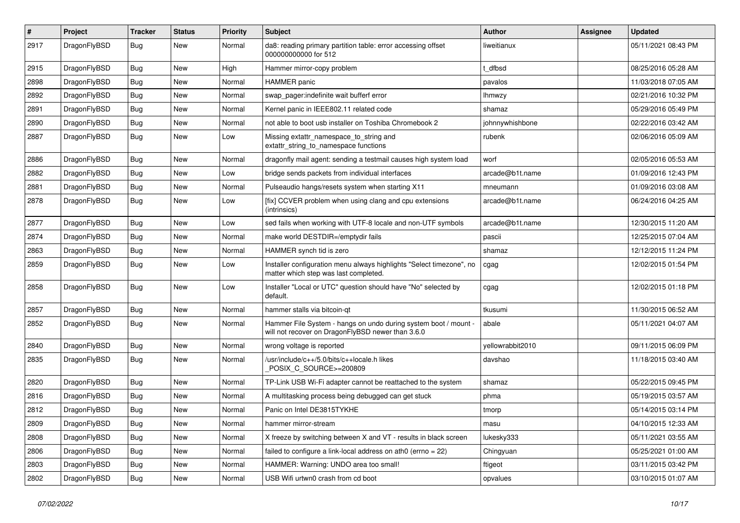| # | Project | Tracker | Status | Priority | Subject | Author | Assignee | Updated |
| --- | --- | --- | --- | --- | --- | --- | --- | --- |
| 2917 | DragonFlyBSD | Bug | New | Normal | da8: reading primary partition table: error accessing offset 000000000000 for 512 | liweitianux | | 05/11/2021 08:43 PM |
| 2915 | DragonFlyBSD | Bug | New | High | Hammer mirror-copy problem | t_dfbsd | | 08/25/2016 05:28 AM |
| 2898 | DragonFlyBSD | Bug | New | Normal | HAMMER panic | pavalos | | 11/03/2018 07:05 AM |
| 2892 | DragonFlyBSD | Bug | New | Normal | swap_pager:indefinite wait bufferf error | lhmwzy | | 02/21/2016 10:32 PM |
| 2891 | DragonFlyBSD | Bug | New | Normal | Kernel panic in IEEE802.11 related code | shamaz | | 05/29/2016 05:49 PM |
| 2890 | DragonFlyBSD | Bug | New | Normal | not able to boot usb installer on Toshiba Chromebook 2 | johnnywhishbone | | 02/22/2016 03:42 AM |
| 2887 | DragonFlyBSD | Bug | New | Low | Missing extattr_namespace_to_string and extattr_string_to_namespace functions | rubenk | | 02/06/2016 05:09 AM |
| 2886 | DragonFlyBSD | Bug | New | Normal | dragonfly mail agent: sending a testmail causes high system load | worf | | 02/05/2016 05:53 AM |
| 2882 | DragonFlyBSD | Bug | New | Low | bridge sends packets from individual interfaces | arcade@b1t.name | | 01/09/2016 12:43 PM |
| 2881 | DragonFlyBSD | Bug | New | Normal | Pulseaudio hangs/resets system when starting X11 | mneumann | | 01/09/2016 03:08 AM |
| 2878 | DragonFlyBSD | Bug | New | Low | [fix] CCVER problem when using clang and cpu extensions (intrinsics) | arcade@b1t.name | | 06/24/2016 04:25 AM |
| 2877 | DragonFlyBSD | Bug | New | Low | sed fails when working with UTF-8 locale and non-UTF symbols | arcade@b1t.name | | 12/30/2015 11:20 AM |
| 2874 | DragonFlyBSD | Bug | New | Normal | make world DESTDIR=/emptydir fails | pascii | | 12/25/2015 07:04 AM |
| 2863 | DragonFlyBSD | Bug | New | Normal | HAMMER synch tid is zero | shamaz | | 12/12/2015 11:24 PM |
| 2859 | DragonFlyBSD | Bug | New | Low | Installer configuration menu always highlights "Select timezone", no matter which step was last completed. | cgag | | 12/02/2015 01:54 PM |
| 2858 | DragonFlyBSD | Bug | New | Low | Installer "Local or UTC" question should have "No" selected by default. | cgag | | 12/02/2015 01:18 PM |
| 2857 | DragonFlyBSD | Bug | New | Normal | hammer stalls via bitcoin-qt | tkusumi | | 11/30/2015 06:52 AM |
| 2852 | DragonFlyBSD | Bug | New | Normal | Hammer File System - hangs on undo during system boot / mount - will not recover on DragonFlyBSD newer than 3.6.0 | abale | | 05/11/2021 04:07 AM |
| 2840 | DragonFlyBSD | Bug | New | Normal | wrong voltage is reported | yellowrabbit2010 | | 09/11/2015 06:09 PM |
| 2835 | DragonFlyBSD | Bug | New | Normal | /usr/include/c++/5.0/bits/c++locale.h likes _POSIX_C_SOURCE>=200809 | davshao | | 11/18/2015 03:40 AM |
| 2820 | DragonFlyBSD | Bug | New | Normal | TP-Link USB Wi-Fi adapter cannot be reattached to the system | shamaz | | 05/22/2015 09:45 PM |
| 2816 | DragonFlyBSD | Bug | New | Normal | A multitasking process being debugged can get stuck | phma | | 05/19/2015 03:57 AM |
| 2812 | DragonFlyBSD | Bug | New | Normal | Panic on Intel DE3815TYKHE | tmorp | | 05/14/2015 03:14 PM |
| 2809 | DragonFlyBSD | Bug | New | Normal | hammer mirror-stream | masu | | 04/10/2015 12:33 AM |
| 2808 | DragonFlyBSD | Bug | New | Normal | X freeze by switching between X and VT - results in black screen | lukesky333 | | 05/11/2021 03:55 AM |
| 2806 | DragonFlyBSD | Bug | New | Normal | failed to configure a link-local address on ath0 (errno = 22) | Chingyuan | | 05/25/2021 01:00 AM |
| 2803 | DragonFlyBSD | Bug | New | Normal | HAMMER: Warning: UNDO area too small! | ftigeot | | 03/11/2015 03:42 PM |
| 2802 | DragonFlyBSD | Bug | New | Normal | USB Wifi urtwn0 crash from cd boot | opvalues | | 03/10/2015 01:07 AM |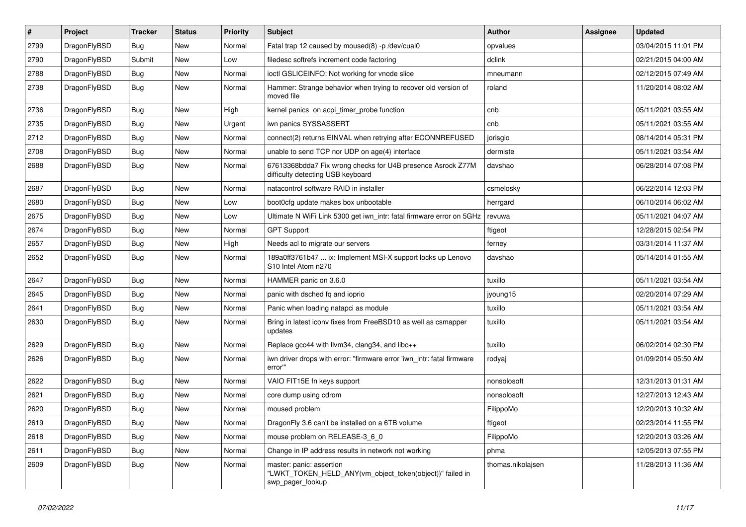| # | Project | Tracker | Status | Priority | Subject | Author | Assignee | Updated |
|---|---|---|---|---|---|---|---|---|
| 2799 | DragonFlyBSD | Bug | New | Normal | Fatal trap 12 caused by moused(8) -p /dev/cual0 | opvalues | | 03/04/2015 11:01 PM |
| 2790 | DragonFlyBSD | Submit | New | Low | filedesc softrefs increment code factoring | dclink | | 02/21/2015 04:00 AM |
| 2788 | DragonFlyBSD | Bug | New | Normal | ioctl GSLICEINFO: Not working for vnode slice | mneumann | | 02/12/2015 07:49 AM |
| 2738 | DragonFlyBSD | Bug | New | Normal | Hammer: Strange behavior when trying to recover old version of moved file | roland | | 11/20/2014 08:02 AM |
| 2736 | DragonFlyBSD | Bug | New | High | kernel panics on acpi_timer_probe function | cnb | | 05/11/2021 03:55 AM |
| 2735 | DragonFlyBSD | Bug | New | Urgent | iwn panics SYSSASSERT | cnb | | 05/11/2021 03:55 AM |
| 2712 | DragonFlyBSD | Bug | New | Normal | connect(2) returns EINVAL when retrying after ECONNREFUSED | jorisgio | | 08/14/2014 05:31 PM |
| 2708 | DragonFlyBSD | Bug | New | Normal | unable to send TCP nor UDP on age(4) interface | dermiste | | 05/11/2021 03:54 AM |
| 2688 | DragonFlyBSD | Bug | New | Normal | 67613368bdda7 Fix wrong checks for U4B presence Asrock Z77M difficulty detecting USB keyboard | davshao | | 06/28/2014 07:08 PM |
| 2687 | DragonFlyBSD | Bug | New | Normal | natacontrol software RAID in installer | csmelosky | | 06/22/2014 12:03 PM |
| 2680 | DragonFlyBSD | Bug | New | Low | boot0cfg update makes box unbootable | herrgard | | 06/10/2014 06:02 AM |
| 2675 | DragonFlyBSD | Bug | New | Low | Ultimate N WiFi Link 5300 get iwn_intr: fatal firmware error on 5GHz | revuwa | | 05/11/2021 04:07 AM |
| 2674 | DragonFlyBSD | Bug | New | Normal | GPT Support | ftigeot | | 12/28/2015 02:54 PM |
| 2657 | DragonFlyBSD | Bug | New | High | Needs acl to migrate our servers | ferney | | 03/31/2014 11:37 AM |
| 2652 | DragonFlyBSD | Bug | New | Normal | 189a0ff3761b47 ... ix: Implement MSI-X support locks up Lenovo S10 Intel Atom n270 | davshao | | 05/14/2014 01:55 AM |
| 2647 | DragonFlyBSD | Bug | New | Normal | HAMMER panic on 3.6.0 | tuxillo | | 05/11/2021 03:54 AM |
| 2645 | DragonFlyBSD | Bug | New | Normal | panic with dsched fq and ioprio | jyoung15 | | 02/20/2014 07:29 AM |
| 2641 | DragonFlyBSD | Bug | New | Normal | Panic when loading natapci as module | tuxillo | | 05/11/2021 03:54 AM |
| 2630 | DragonFlyBSD | Bug | New | Normal | Bring in latest iconv fixes from FreeBSD10 as well as csmapper updates | tuxillo | | 05/11/2021 03:54 AM |
| 2629 | DragonFlyBSD | Bug | New | Normal | Replace gcc44 with llvm34, clang34, and libc++ | tuxillo | | 06/02/2014 02:30 PM |
| 2626 | DragonFlyBSD | Bug | New | Normal | iwn driver drops with error: "firmware error 'iwn_intr: fatal firmware error'" | rodyaj | | 01/09/2014 05:50 AM |
| 2622 | DragonFlyBSD | Bug | New | Normal | VAIO FIT15E fn keys support | nonsolosoft | | 12/31/2013 01:31 AM |
| 2621 | DragonFlyBSD | Bug | New | Normal | core dump using cdrom | nonsolosoft | | 12/27/2013 12:43 AM |
| 2620 | DragonFlyBSD | Bug | New | Normal | moused problem | FilippoMo | | 12/20/2013 10:32 AM |
| 2619 | DragonFlyBSD | Bug | New | Normal | DragonFly 3.6 can't be installed on a 6TB volume | ftigeot | | 02/23/2014 11:55 PM |
| 2618 | DragonFlyBSD | Bug | New | Normal | mouse problem on RELEASE-3_6_0 | FilippoMo | | 12/20/2013 03:26 AM |
| 2611 | DragonFlyBSD | Bug | New | Normal | Change in IP address results in network not working | phma | | 12/05/2013 07:55 PM |
| 2609 | DragonFlyBSD | Bug | New | Normal | master: panic: assertion "LWKT_TOKEN_HELD_ANY(vm_object_token(object))" failed in swp_pager_lookup | thomas.nikolajsen | | 11/28/2013 11:36 AM |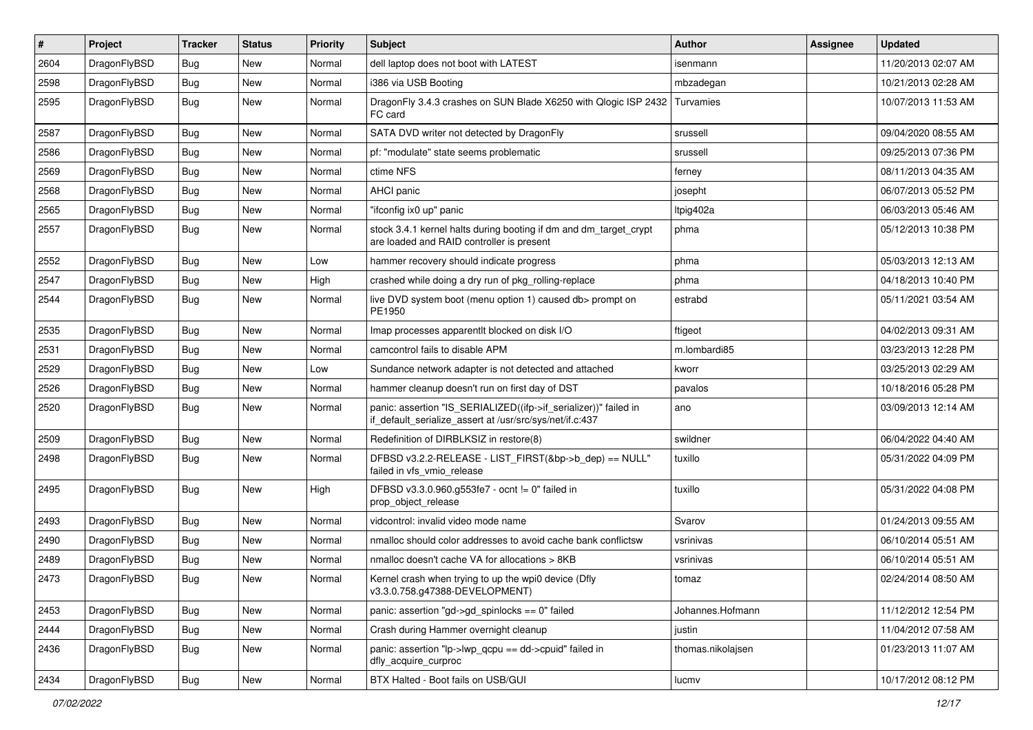| # | Project | Tracker | Status | Priority | Subject | Author | Assignee | Updated |
| --- | --- | --- | --- | --- | --- | --- | --- | --- |
| 2604 | DragonFlyBSD | Bug | New | Normal | dell laptop does not boot with LATEST | isenmann | | 11/20/2013 02:07 AM |
| 2598 | DragonFlyBSD | Bug | New | Normal | i386 via USB Booting | mbzadegan | | 10/21/2013 02:28 AM |
| 2595 | DragonFlyBSD | Bug | New | Normal | DragonFly 3.4.3 crashes on SUN Blade X6250 with Qlogic ISP 2432 FC card | Turvamies | | 10/07/2013 11:53 AM |
| 2587 | DragonFlyBSD | Bug | New | Normal | SATA DVD writer not detected by DragonFly | srussell | | 09/04/2020 08:55 AM |
| 2586 | DragonFlyBSD | Bug | New | Normal | pf: "modulate" state seems problematic | srussell | | 09/25/2013 07:36 PM |
| 2569 | DragonFlyBSD | Bug | New | Normal | ctime NFS | ferney | | 08/11/2013 04:35 AM |
| 2568 | DragonFlyBSD | Bug | New | Normal | AHCI panic | josepht | | 06/07/2013 05:52 PM |
| 2565 | DragonFlyBSD | Bug | New | Normal | "ifconfig ix0 up" panic | ltpig402a | | 06/03/2013 05:46 AM |
| 2557 | DragonFlyBSD | Bug | New | Normal | stock 3.4.1 kernel halts during booting if dm and dm_target_crypt are loaded and RAID controller is present | phma | | 05/12/2013 10:38 PM |
| 2552 | DragonFlyBSD | Bug | New | Low | hammer recovery should indicate progress | phma | | 05/03/2013 12:13 AM |
| 2547 | DragonFlyBSD | Bug | New | High | crashed while doing a dry run of pkg_rolling-replace | phma | | 04/18/2013 10:40 PM |
| 2544 | DragonFlyBSD | Bug | New | Normal | live DVD system boot (menu option 1) caused db> prompt on PE1950 | estrabd | | 05/11/2021 03:54 AM |
| 2535 | DragonFlyBSD | Bug | New | Normal | Imap processes apparentlt blocked on disk I/O | ftigeot | | 04/02/2013 09:31 AM |
| 2531 | DragonFlyBSD | Bug | New | Normal | camcontrol fails to disable APM | m.lombardi85 | | 03/23/2013 12:28 PM |
| 2529 | DragonFlyBSD | Bug | New | Low | Sundance network adapter is not detected and attached | kworr | | 03/25/2013 02:29 AM |
| 2526 | DragonFlyBSD | Bug | New | Normal | hammer cleanup doesn't run on first day of DST | pavalos | | 10/18/2016 05:28 PM |
| 2520 | DragonFlyBSD | Bug | New | Normal | panic: assertion "IS_SERIALIZED((ifp->if_serializer))" failed in if_default_serialize_assert at /usr/src/sys/net/if.c:437 | ano | | 03/09/2013 12:14 AM |
| 2509 | DragonFlyBSD | Bug | New | Normal | Redefinition of DIRBLKSIZ in restore(8) | swildner | | 06/04/2022 04:40 AM |
| 2498 | DragonFlyBSD | Bug | New | Normal | DFBSD v3.2.2-RELEASE - LIST_FIRST(&bp->b_dep) == NULL" failed in vfs_vmio_release | tuxillo | | 05/31/2022 04:09 PM |
| 2495 | DragonFlyBSD | Bug | New | High | DFBSD v3.3.0.960.g553fe7 - ocnt != 0" failed in prop_object_release | tuxillo | | 05/31/2022 04:08 PM |
| 2493 | DragonFlyBSD | Bug | New | Normal | vidcontrol: invalid video mode name | Svarov | | 01/24/2013 09:55 AM |
| 2490 | DragonFlyBSD | Bug | New | Normal | nmalloc should color addresses to avoid cache bank conflictsw | vsrinivas | | 06/10/2014 05:51 AM |
| 2489 | DragonFlyBSD | Bug | New | Normal | nmalloc doesn't cache VA for allocations > 8KB | vsrinivas | | 06/10/2014 05:51 AM |
| 2473 | DragonFlyBSD | Bug | New | Normal | Kernel crash when trying to up the wpi0 device (Dfly v3.3.0.758.g47388-DEVELOPMENT) | tomaz | | 02/24/2014 08:50 AM |
| 2453 | DragonFlyBSD | Bug | New | Normal | panic: assertion "gd->gd_spinlocks == 0" failed | Johannes.Hofmann | | 11/12/2012 12:54 PM |
| 2444 | DragonFlyBSD | Bug | New | Normal | Crash during Hammer overnight cleanup | justin | | 11/04/2012 07:58 AM |
| 2436 | DragonFlyBSD | Bug | New | Normal | panic: assertion "lp->lwp_qcpu == dd->cpuid" failed in dfly_acquire_curproc | thomas.nikolajsen | | 01/23/2013 11:07 AM |
| 2434 | DragonFlyBSD | Bug | New | Normal | BTX Halted - Boot fails on USB/GUI | lucmv | | 10/17/2012 08:12 PM |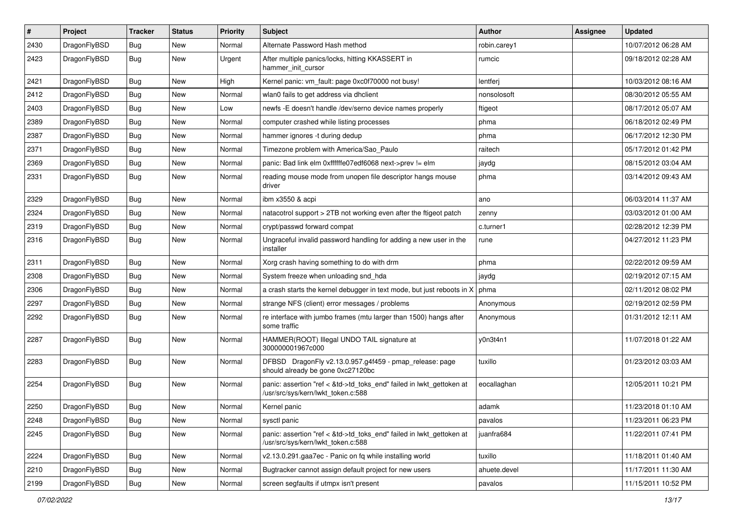| # | Project | Tracker | Status | Priority | Subject | Author | Assignee | Updated |
|---|---|---|---|---|---|---|---|---|
| 2430 | DragonFlyBSD | Bug | New | Normal | Alternate Password Hash method | robin.carey1 | | 10/07/2012 06:28 AM |
| 2423 | DragonFlyBSD | Bug | New | Urgent | After multiple panics/locks, hitting KKASSERT in hammer_init_cursor | rumcic | | 09/18/2012 02:28 AM |
| 2421 | DragonFlyBSD | Bug | New | High | Kernel panic: vm_fault: page 0xc0f70000 not busy! | lentferj | | 10/03/2012 08:16 AM |
| 2412 | DragonFlyBSD | Bug | New | Normal | wlan0 fails to get address via dhclient | nonsolosoft | | 08/30/2012 05:55 AM |
| 2403 | DragonFlyBSD | Bug | New | Low | newfs -E doesn't handle /dev/serno device names properly | ftigeot | | 08/17/2012 05:07 AM |
| 2389 | DragonFlyBSD | Bug | New | Normal | computer crashed while listing processes | phma | | 06/18/2012 02:49 PM |
| 2387 | DragonFlyBSD | Bug | New | Normal | hammer ignores -t during dedup | phma | | 06/17/2012 12:30 PM |
| 2371 | DragonFlyBSD | Bug | New | Normal | Timezone problem with America/Sao_Paulo | raitech | | 05/17/2012 01:42 PM |
| 2369 | DragonFlyBSD | Bug | New | Normal | panic: Bad link elm 0xffffffe07edf6068 next->prev != elm | jaydg | | 08/15/2012 03:04 AM |
| 2331 | DragonFlyBSD | Bug | New | Normal | reading mouse mode from unopen file descriptor hangs mouse driver | phma | | 03/14/2012 09:43 AM |
| 2329 | DragonFlyBSD | Bug | New | Normal | ibm x3550 & acpi | ano | | 06/03/2014 11:37 AM |
| 2324 | DragonFlyBSD | Bug | New | Normal | natacotrol support > 2TB not working even after the ftigeot patch | zenny | | 03/03/2012 01:00 AM |
| 2319 | DragonFlyBSD | Bug | New | Normal | crypt/passwd forward compat | c.turner1 | | 02/28/2012 12:39 PM |
| 2316 | DragonFlyBSD | Bug | New | Normal | Ungraceful invalid password handling for adding a new user in the installer | rune | | 04/27/2012 11:23 PM |
| 2311 | DragonFlyBSD | Bug | New | Normal | Xorg crash having something to do with drm | phma | | 02/22/2012 09:59 AM |
| 2308 | DragonFlyBSD | Bug | New | Normal | System freeze when unloading snd_hda | jaydg | | 02/19/2012 07:15 AM |
| 2306 | DragonFlyBSD | Bug | New | Normal | a crash starts the kernel debugger in text mode, but just reboots in X | phma | | 02/11/2012 08:02 PM |
| 2297 | DragonFlyBSD | Bug | New | Normal | strange NFS (client) error messages / problems | Anonymous | | 02/19/2012 02:59 PM |
| 2292 | DragonFlyBSD | Bug | New | Normal | re interface with jumbo frames (mtu larger than 1500) hangs after some traffic | Anonymous | | 01/31/2012 12:11 AM |
| 2287 | DragonFlyBSD | Bug | New | Normal | HAMMER(ROOT) Illegal UNDO TAIL signature at 300000001967c000 | y0n3t4n1 | | 11/07/2018 01:22 AM |
| 2283 | DragonFlyBSD | Bug | New | Normal | DFBSD DragonFly v2.13.0.957.g4f459 - pmap_release: page should already be gone 0xc27120bc | tuxillo | | 01/23/2012 03:03 AM |
| 2254 | DragonFlyBSD | Bug | New | Normal | panic: assertion "ref < &td->td_toks_end" failed in lwkt_gettoken at /usr/src/sys/kern/lwkt_token.c:588 | eocallaghan | | 12/05/2011 10:21 PM |
| 2250 | DragonFlyBSD | Bug | New | Normal | Kernel panic | adamk | | 11/23/2018 01:10 AM |
| 2248 | DragonFlyBSD | Bug | New | Normal | sysctl panic | pavalos | | 11/23/2011 06:23 PM |
| 2245 | DragonFlyBSD | Bug | New | Normal | panic: assertion "ref < &td->td_toks_end" failed in lwkt_gettoken at /usr/src/sys/kern/lwkt_token.c:588 | juanfra684 | | 11/22/2011 07:41 PM |
| 2224 | DragonFlyBSD | Bug | New | Normal | v2.13.0.291.gaa7ec - Panic on fq while installing world | tuxillo | | 11/18/2011 01:40 AM |
| 2210 | DragonFlyBSD | Bug | New | Normal | Bugtracker cannot assign default project for new users | ahuete.devel | | 11/17/2011 11:30 AM |
| 2199 | DragonFlyBSD | Bug | New | Normal | screen segfaults if utmpx isn't present | pavalos | | 11/15/2011 10:52 PM |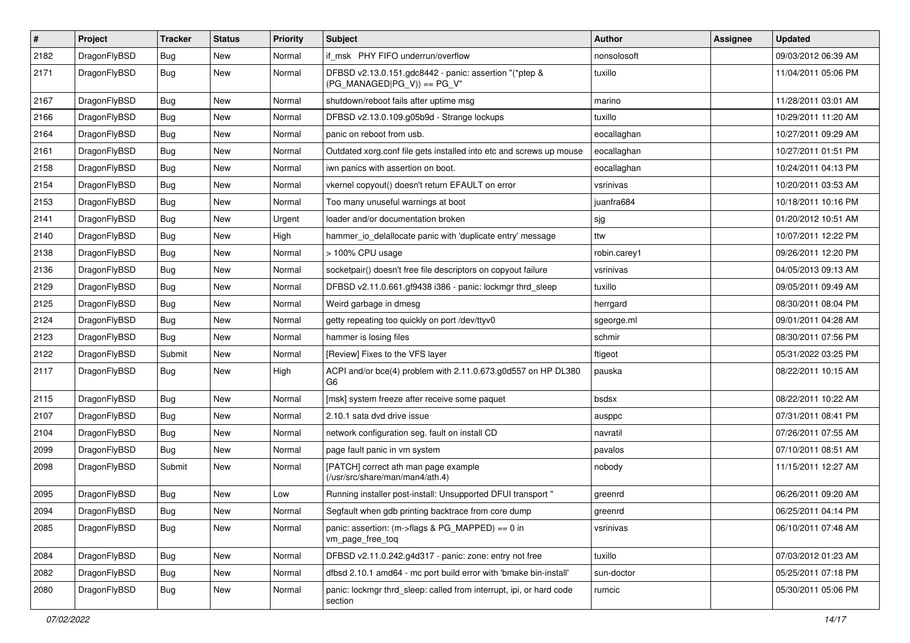| # | Project | Tracker | Status | Priority | Subject | Author | Assignee | Updated |
|---|---|---|---|---|---|---|---|---|
| 2182 | DragonFlyBSD | Bug | New | Normal | if_msk PHY FIFO underrun/overflow | nonsolosoft | | 09/03/2012 06:39 AM |
| 2171 | DragonFlyBSD | Bug | New | Normal | DFBSD v2.13.0.151.gdc8442 - panic: assertion "(*ptep & (PG_MANAGED\|PG_V)) == PG_V" | tuxillo | | 11/04/2011 05:06 PM |
| 2167 | DragonFlyBSD | Bug | New | Normal | shutdown/reboot fails after uptime msg | marino | | 11/28/2011 03:01 AM |
| 2166 | DragonFlyBSD | Bug | New | Normal | DFBSD v2.13.0.109.g05b9d - Strange lockups | tuxillo | | 10/29/2011 11:20 AM |
| 2164 | DragonFlyBSD | Bug | New | Normal | panic on reboot from usb. | eocallaghan | | 10/27/2011 09:29 AM |
| 2161 | DragonFlyBSD | Bug | New | Normal | Outdated xorg.conf file gets installed into etc and screws up mouse | eocallaghan | | 10/27/2011 01:51 PM |
| 2158 | DragonFlyBSD | Bug | New | Normal | iwn panics with assertion on boot. | eocallaghan | | 10/24/2011 04:13 PM |
| 2154 | DragonFlyBSD | Bug | New | Normal | vkernel copyout() doesn't return EFAULT on error | vsrinivas | | 10/20/2011 03:53 AM |
| 2153 | DragonFlyBSD | Bug | New | Normal | Too many unuseful warnings at boot | juanfra684 | | 10/18/2011 10:16 PM |
| 2141 | DragonFlyBSD | Bug | New | Urgent | loader and/or documentation broken | sjg | | 01/20/2012 10:51 AM |
| 2140 | DragonFlyBSD | Bug | New | High | hammer_io_delallocate panic with 'duplicate entry' message | ttw | | 10/07/2011 12:22 PM |
| 2138 | DragonFlyBSD | Bug | New | Normal | > 100% CPU usage | robin.carey1 | | 09/26/2011 12:20 PM |
| 2136 | DragonFlyBSD | Bug | New | Normal | socketpair() doesn't free file descriptors on copyout failure | vsrinivas | | 04/05/2013 09:13 AM |
| 2129 | DragonFlyBSD | Bug | New | Normal | DFBSD v2.11.0.661.gf9438 i386 - panic: lockmgr thrd_sleep | tuxillo | | 09/05/2011 09:49 AM |
| 2125 | DragonFlyBSD | Bug | New | Normal | Weird garbage in dmesg | herrgard | | 08/30/2011 08:04 PM |
| 2124 | DragonFlyBSD | Bug | New | Normal | getty repeating too quickly on port /dev/ttyv0 | sgeorge.ml | | 09/01/2011 04:28 AM |
| 2123 | DragonFlyBSD | Bug | New | Normal | hammer is losing files | schmir | | 08/30/2011 07:56 PM |
| 2122 | DragonFlyBSD | Submit | New | Normal | [Review] Fixes to the VFS layer | ftigeot | | 05/31/2022 03:25 PM |
| 2117 | DragonFlyBSD | Bug | New | High | ACPI and/or bce(4) problem with 2.11.0.673.g0d557 on HP DL380 G6 | pauska | | 08/22/2011 10:15 AM |
| 2115 | DragonFlyBSD | Bug | New | Normal | [msk] system freeze after receive some paquet | bsdsx | | 08/22/2011 10:22 AM |
| 2107 | DragonFlyBSD | Bug | New | Normal | 2.10.1 sata dvd drive issue | ausppc | | 07/31/2011 08:41 PM |
| 2104 | DragonFlyBSD | Bug | New | Normal | network configuration seg. fault on install CD | navratil | | 07/26/2011 07:55 AM |
| 2099 | DragonFlyBSD | Bug | New | Normal | page fault panic in vm system | pavalos | | 07/10/2011 08:51 AM |
| 2098 | DragonFlyBSD | Submit | New | Normal | [PATCH] correct ath man page example (/usr/src/share/man/man4/ath.4) | nobody | | 11/15/2011 12:27 AM |
| 2095 | DragonFlyBSD | Bug | New | Low | Running installer post-install: Unsupported DFUI transport " | greenrd | | 06/26/2011 09:20 AM |
| 2094 | DragonFlyBSD | Bug | New | Normal | Segfault when gdb printing backtrace from core dump | greenrd | | 06/25/2011 04:14 PM |
| 2085 | DragonFlyBSD | Bug | New | Normal | panic: assertion: (m->flags & PG_MAPPED) == 0 in vm_page_free_toq | vsrinivas | | 06/10/2011 07:48 AM |
| 2084 | DragonFlyBSD | Bug | New | Normal | DFBSD v2.11.0.242.g4d317 - panic: zone: entry not free | tuxillo | | 07/03/2012 01:23 AM |
| 2082 | DragonFlyBSD | Bug | New | Normal | dfbsd 2.10.1 amd64 - mc port build error with 'bmake bin-install' | sun-doctor | | 05/25/2011 07:18 PM |
| 2080 | DragonFlyBSD | Bug | New | Normal | panic: lockmgr thrd_sleep: called from interrupt, ipi, or hard code section | rumcic | | 05/30/2011 05:06 PM |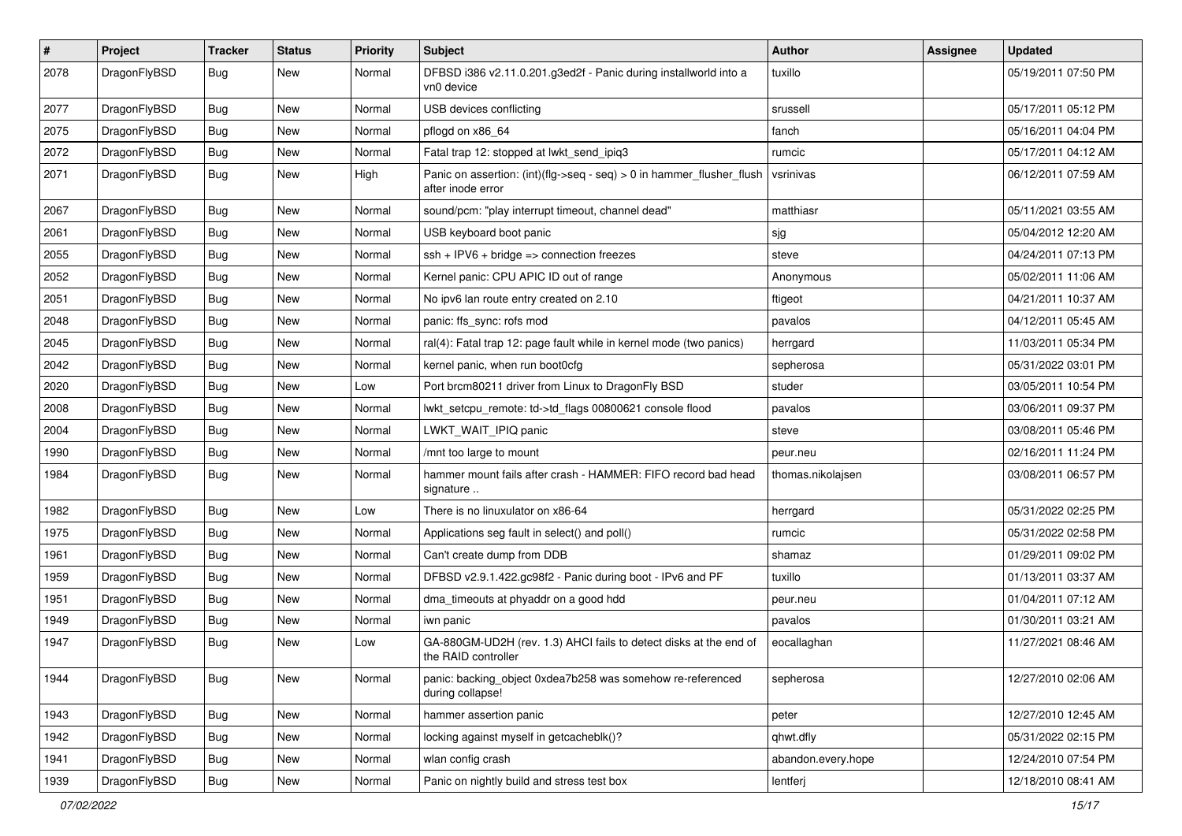| # | Project | Tracker | Status | Priority | Subject | Author | Assignee | Updated |
|---|---|---|---|---|---|---|---|---|
| 2078 | DragonFlyBSD | Bug | New | Normal | DFBSD i386 v2.11.0.201.g3ed2f - Panic during installworld into a vn0 device | tuxillo | | 05/19/2011 07:50 PM |
| 2077 | DragonFlyBSD | Bug | New | Normal | USB devices conflicting | srussell | | 05/17/2011 05:12 PM |
| 2075 | DragonFlyBSD | Bug | New | Normal | pflogd on x86_64 | fanch | | 05/16/2011 04:04 PM |
| 2072 | DragonFlyBSD | Bug | New | Normal | Fatal trap 12: stopped at lwkt_send_ipiq3 | rumcic | | 05/17/2011 04:12 AM |
| 2071 | DragonFlyBSD | Bug | New | High | Panic on assertion: (int)(flg->seq - seq) > 0 in hammer_flusher_flush after inode error | vsrinivas | | 06/12/2011 07:59 AM |
| 2067 | DragonFlyBSD | Bug | New | Normal | sound/pcm: "play interrupt timeout, channel dead" | matthiasr | | 05/11/2021 03:55 AM |
| 2061 | DragonFlyBSD | Bug | New | Normal | USB keyboard boot panic | sjg | | 05/04/2012 12:20 AM |
| 2055 | DragonFlyBSD | Bug | New | Normal | ssh + IPV6 + bridge => connection freezes | steve | | 04/24/2011 07:13 PM |
| 2052 | DragonFlyBSD | Bug | New | Normal | Kernel panic: CPU APIC ID out of range | Anonymous | | 05/02/2011 11:06 AM |
| 2051 | DragonFlyBSD | Bug | New | Normal | No ipv6 lan route entry created on 2.10 | ftigeot | | 04/21/2011 10:37 AM |
| 2048 | DragonFlyBSD | Bug | New | Normal | panic: ffs_sync: rofs mod | pavalos | | 04/12/2011 05:45 AM |
| 2045 | DragonFlyBSD | Bug | New | Normal | ral(4): Fatal trap 12: page fault while in kernel mode (two panics) | herrgard | | 11/03/2011 05:34 PM |
| 2042 | DragonFlyBSD | Bug | New | Normal | kernel panic, when run boot0cfg | sepherosa | | 05/31/2022 03:01 PM |
| 2020 | DragonFlyBSD | Bug | New | Low | Port brcm80211 driver from Linux to DragonFly BSD | studer | | 03/05/2011 10:54 PM |
| 2008 | DragonFlyBSD | Bug | New | Normal | lwkt_setcpu_remote: td->td_flags 00800621 console flood | pavalos | | 03/06/2011 09:37 PM |
| 2004 | DragonFlyBSD | Bug | New | Normal | LWKT_WAIT_IPIQ panic | steve | | 03/08/2011 05:46 PM |
| 1990 | DragonFlyBSD | Bug | New | Normal | /mnt too large to mount | peur.neu | | 02/16/2011 11:24 PM |
| 1984 | DragonFlyBSD | Bug | New | Normal | hammer mount fails after crash - HAMMER: FIFO record bad head signature .. | thomas.nikolajsen | | 03/08/2011 06:57 PM |
| 1982 | DragonFlyBSD | Bug | New | Low | There is no linuxulator on x86-64 | herrgard | | 05/31/2022 02:25 PM |
| 1975 | DragonFlyBSD | Bug | New | Normal | Applications seg fault in select() and poll() | rumcic | | 05/31/2022 02:58 PM |
| 1961 | DragonFlyBSD | Bug | New | Normal | Can't create dump from DDB | shamaz | | 01/29/2011 09:02 PM |
| 1959 | DragonFlyBSD | Bug | New | Normal | DFBSD v2.9.1.422.gc98f2 - Panic during boot - IPv6 and PF | tuxillo | | 01/13/2011 03:37 AM |
| 1951 | DragonFlyBSD | Bug | New | Normal | dma_timeouts at phyaddr on a good hdd | peur.neu | | 01/04/2011 07:12 AM |
| 1949 | DragonFlyBSD | Bug | New | Normal | iwn panic | pavalos | | 01/30/2011 03:21 AM |
| 1947 | DragonFlyBSD | Bug | New | Low | GA-880GM-UD2H (rev. 1.3) AHCI fails to detect disks at the end of the RAID controller | eocallaghan | | 11/27/2021 08:46 AM |
| 1944 | DragonFlyBSD | Bug | New | Normal | panic: backing_object 0xdea7b258 was somehow re-referenced during collapse! | sepherosa | | 12/27/2010 02:06 AM |
| 1943 | DragonFlyBSD | Bug | New | Normal | hammer assertion panic | peter | | 12/27/2010 12:45 AM |
| 1942 | DragonFlyBSD | Bug | New | Normal | locking against myself in getcacheblk()? | qhwt.dfly | | 05/31/2022 02:15 PM |
| 1941 | DragonFlyBSD | Bug | New | Normal | wlan config crash | abandon.every.hope | | 12/24/2010 07:54 PM |
| 1939 | DragonFlyBSD | Bug | New | Normal | Panic on nightly build and stress test box | lentferj | | 12/18/2010 08:41 AM |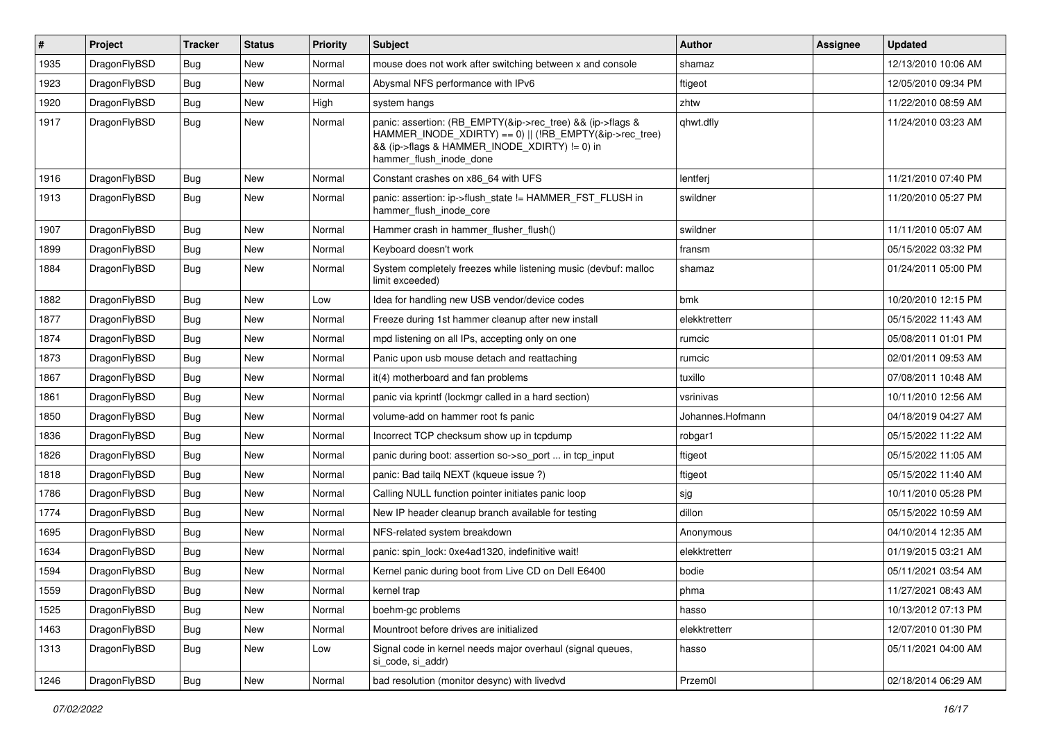| # | Project | Tracker | Status | Priority | Subject | Author | Assignee | Updated |
|---|---|---|---|---|---|---|---|---|
| 1935 | DragonFlyBSD | Bug | New | Normal | mouse does not work after switching between x and console | shamaz | | 12/13/2010 10:06 AM |
| 1923 | DragonFlyBSD | Bug | New | Normal | Abysmal NFS performance with IPv6 | ftigeot | | 12/05/2010 09:34 PM |
| 1920 | DragonFlyBSD | Bug | New | High | system hangs | zhtw | | 11/22/2010 08:59 AM |
| 1917 | DragonFlyBSD | Bug | New | Normal | panic: assertion: (RB_EMPTY(&ip->rec_tree) && (ip->flags & HAMMER_INODE_XDIRTY) == 0) \|\| (!RB_EMPTY(&ip->rec_tree) && (ip->flags & HAMMER_INODE_XDIRTY) != 0) in hammer_flush_inode_done | qhwt.dfly | | 11/24/2010 03:23 AM |
| 1916 | DragonFlyBSD | Bug | New | Normal | Constant crashes on x86_64 with UFS | lentferj | | 11/21/2010 07:40 PM |
| 1913 | DragonFlyBSD | Bug | New | Normal | panic: assertion: ip->flush_state != HAMMER_FST_FLUSH in hammer_flush_inode_core | swildner | | 11/20/2010 05:27 PM |
| 1907 | DragonFlyBSD | Bug | New | Normal | Hammer crash in hammer_flusher_flush() | swildner | | 11/11/2010 05:07 AM |
| 1899 | DragonFlyBSD | Bug | New | Normal | Keyboard doesn't work | fransm | | 05/15/2022 03:32 PM |
| 1884 | DragonFlyBSD | Bug | New | Normal | System completely freezes while listening music (devbuf: malloc limit exceeded) | shamaz | | 01/24/2011 05:00 PM |
| 1882 | DragonFlyBSD | Bug | New | Low | Idea for handling new USB vendor/device codes | bmk | | 10/20/2010 12:15 PM |
| 1877 | DragonFlyBSD | Bug | New | Normal | Freeze during 1st hammer cleanup after new install | elekktretterr | | 05/15/2022 11:43 AM |
| 1874 | DragonFlyBSD | Bug | New | Normal | mpd listening on all IPs, accepting only on one | rumcic | | 05/08/2011 01:01 PM |
| 1873 | DragonFlyBSD | Bug | New | Normal | Panic upon usb mouse detach and reattaching | rumcic | | 02/01/2011 09:53 AM |
| 1867 | DragonFlyBSD | Bug | New | Normal | it(4) motherboard and fan problems | tuxillo | | 07/08/2011 10:48 AM |
| 1861 | DragonFlyBSD | Bug | New | Normal | panic via kprintf (lockmgr called in a hard section) | vsrinivas | | 10/11/2010 12:56 AM |
| 1850 | DragonFlyBSD | Bug | New | Normal | volume-add on hammer root fs panic | Johannes.Hofmann | | 04/18/2019 04:27 AM |
| 1836 | DragonFlyBSD | Bug | New | Normal | Incorrect TCP checksum show up in tcpdump | robgar1 | | 05/15/2022 11:22 AM |
| 1826 | DragonFlyBSD | Bug | New | Normal | panic during boot: assertion so->so_port ... in tcp_input | ftigeot | | 05/15/2022 11:05 AM |
| 1818 | DragonFlyBSD | Bug | New | Normal | panic: Bad tailq NEXT (kqueue issue ?) | ftigeot | | 05/15/2022 11:40 AM |
| 1786 | DragonFlyBSD | Bug | New | Normal | Calling NULL function pointer initiates panic loop | sjg | | 10/11/2010 05:28 PM |
| 1774 | DragonFlyBSD | Bug | New | Normal | New IP header cleanup branch available for testing | dillon | | 05/15/2022 10:59 AM |
| 1695 | DragonFlyBSD | Bug | New | Normal | NFS-related system breakdown | Anonymous | | 04/10/2014 12:35 AM |
| 1634 | DragonFlyBSD | Bug | New | Normal | panic: spin_lock: 0xe4ad1320, indefinitive wait! | elekktretterr | | 01/19/2015 03:21 AM |
| 1594 | DragonFlyBSD | Bug | New | Normal | Kernel panic during boot from Live CD on Dell E6400 | bodie | | 05/11/2021 03:54 AM |
| 1559 | DragonFlyBSD | Bug | New | Normal | kernel trap | phma | | 11/27/2021 08:43 AM |
| 1525 | DragonFlyBSD | Bug | New | Normal | boehm-gc problems | hasso | | 10/13/2012 07:13 PM |
| 1463 | DragonFlyBSD | Bug | New | Normal | Mountroot before drives are initialized | elekktretterr | | 12/07/2010 01:30 PM |
| 1313 | DragonFlyBSD | Bug | New | Low | Signal code in kernel needs major overhaul (signal queues, si_code, si_addr) | hasso | | 05/11/2021 04:00 AM |
| 1246 | DragonFlyBSD | Bug | New | Normal | bad resolution (monitor desync) with livedvd | Przem0l | | 02/18/2014 06:29 AM |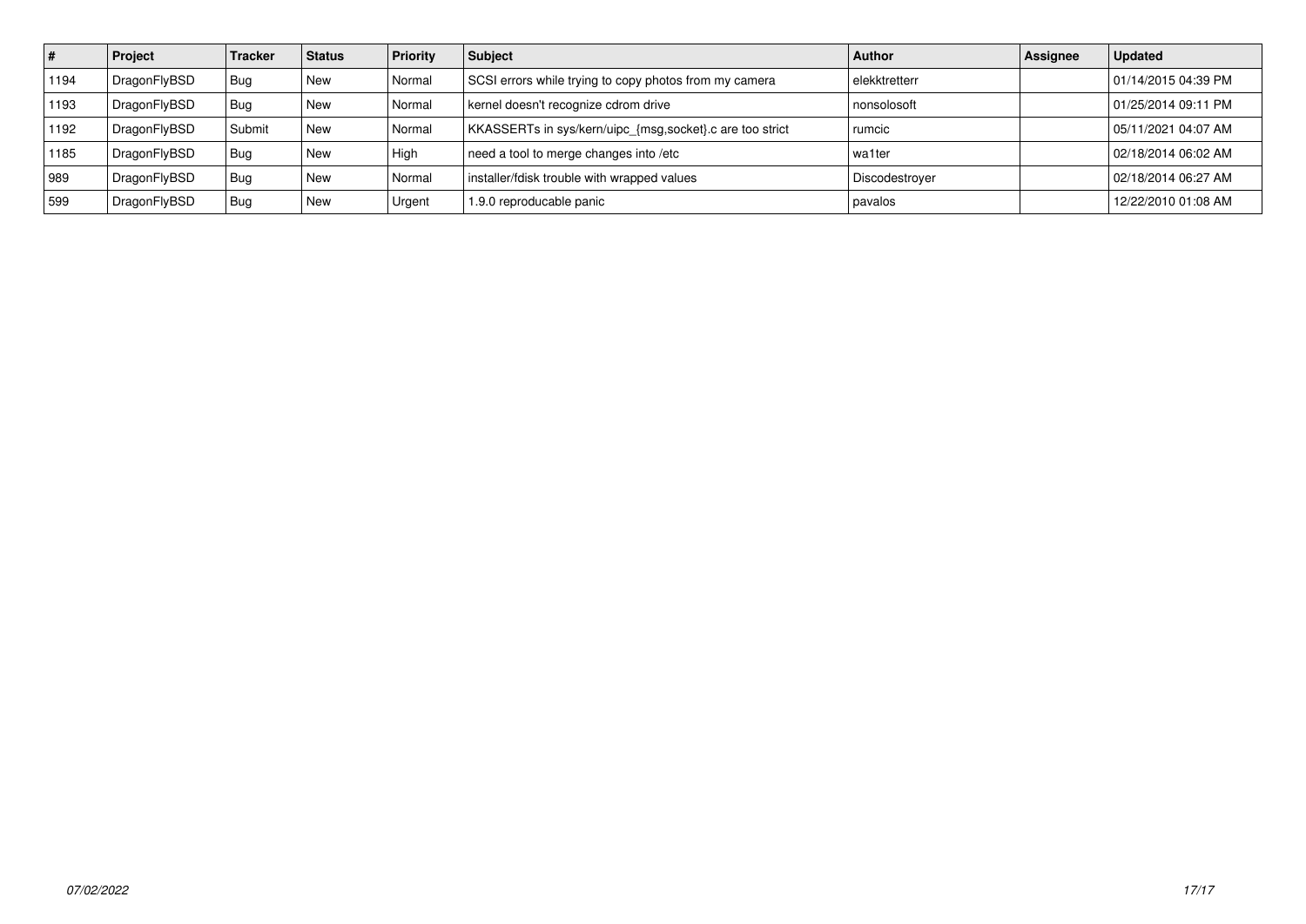| # | Project | Tracker | Status | Priority | Subject | Author | Assignee | Updated |
|---|---|---|---|---|---|---|---|---|
| 1194 | DragonFlyBSD | Bug | New | Normal | SCSI errors while trying to copy photos from my camera | elekktretterr | | 01/14/2015 04:39 PM |
| 1193 | DragonFlyBSD | Bug | New | Normal | kernel doesn't recognize cdrom drive | nonsolosoft | | 01/25/2014 09:11 PM |
| 1192 | DragonFlyBSD | Submit | New | Normal | KKASSERTs in sys/kern/uipc_{msg,socket}.c are too strict | rumcic | | 05/11/2021 04:07 AM |
| 1185 | DragonFlyBSD | Bug | New | High | need a tool to merge changes into /etc | wa1ter | | 02/18/2014 06:02 AM |
| 989 | DragonFlyBSD | Bug | New | Normal | installer/fdisk trouble with wrapped values | Discodestroyer | | 02/18/2014 06:27 AM |
| 599 | DragonFlyBSD | Bug | New | Urgent | 1.9.0 reproducable panic | pavalos | | 12/22/2010 01:08 AM |